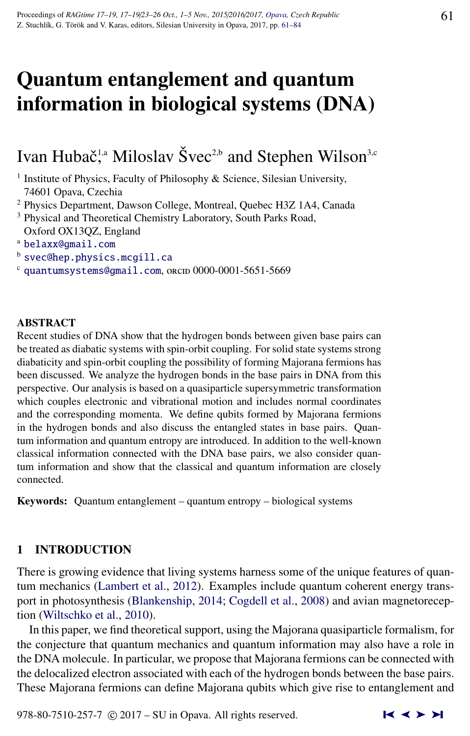# Quantum entanglement and quantum information in biological systems (DNA)

Ivan Hubač,[1,a] Miloslav Švec[2,b] and Stephen Wilson[3,c]

[1] Institute of Physics, Faculty of Philosophy & Science, Silesian University, 74601 Opava, Czechia
[2] Physics Department, Dawson College, Montreal, Quebec H3Z 1A4, Canada
[3] Physical and Theoretical Chemistry Laboratory, South Parks Road, Oxford OX13QZ, England
[a] belaxx@gmail.com
[b] svec@hep.physics.mcgill.ca
[c] quantumsystems@gmail.com, ORCID 0000-0001-5651-5669

## ABSTRACT

Recent studies of DNA show that the hydrogen bonds between given base pairs can be treated as diabatic systems with spin-orbit coupling. For solid state systems strong diabaticity and spin-orbit coupling the possibility of forming Majorana fermions has been discussed. We analyze the hydrogen bonds in the base pairs in DNA from this perspective. Our analysis is based on a quasiparticle supersymmetric transformation which couples electronic and vibrational motion and includes normal coordinates and the corresponding momenta. We define qubits formed by Majorana fermions in the hydrogen bonds and also discuss the entangled states in base pairs. Quantum information and quantum entropy are introduced. In addition to the well-known classical information connected with the DNA base pairs, we also consider quantum information and show that the classical and quantum information are closely connected.

**Keywords:** Quantum entanglement – quantum entropy – biological systems

## 1 INTRODUCTION

There is growing evidence that living systems harness some of the unique features of quantum mechanics (Lambert et al., 2012). Examples include quantum coherent energy transport in photosynthesis (Blankenship, 2014; Cogdell et al., 2008) and avian magnetoreception (Wiltschko et al., 2010).

In this paper, we find theoretical support, using the Majorana quasiparticle formalism, for the conjecture that quantum mechanics and quantum information may also have a role in the DNA molecule. In particular, we propose that Majorana fermions can be connected with the delocalized electron associated with each of the hydrogen bonds between the base pairs. These Majorana fermions can define Majorana qubits which give rise to entanglement and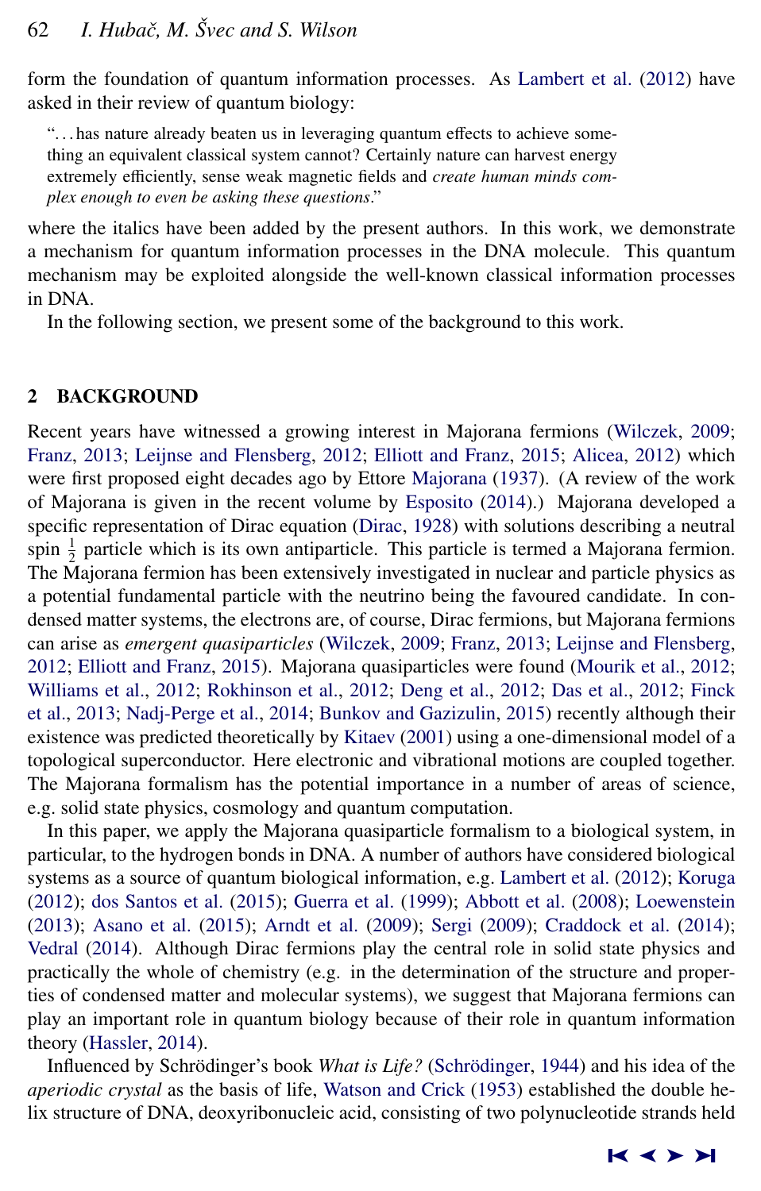form the foundation of quantum information processes. As Lambert et al. (2012) have asked in their review of quantum biology:

> "...has nature already beaten us in leveraging quantum effects to achieve something an equivalent classical system cannot? Certainly nature can harvest energy extremely efficiently, sense weak magnetic fields and *create human minds complex enough to even be asking these questions*."

where the italics have been added by the present authors. In this work, we demonstrate a mechanism for quantum information processes in the DNA molecule. This quantum mechanism may be exploited alongside the well-known classical information processes in DNA.

In the following section, we present some of the background to this work.

## 2 BACKGROUND

Recent years have witnessed a growing interest in Majorana fermions (Wilczek, 2009; Franz, 2013; Leijnse and Flensberg, 2012; Elliott and Franz, 2015; Alicea, 2012) which were first proposed eight decades ago by Ettore Majorana (1937). (A review of the work of Majorana is given in the recent volume by Esposito (2014).) Majorana developed a specific representation of Dirac equation (Dirac, 1928) with solutions describing a neutral spin $\frac{1}{2}$ particle which is its own antiparticle. This particle is termed a Majorana fermion. The Majorana fermion has been extensively investigated in nuclear and particle physics as a potential fundamental particle with the neutrino being the favoured candidate. In condensed matter systems, the electrons are, of course, Dirac fermions, but Majorana fermions can arise as *emergent quasiparticles* (Wilczek, 2009; Franz, 2013; Leijnse and Flensberg, 2012; Elliott and Franz, 2015). Majorana quasiparticles were found (Mourik et al., 2012; Williams et al., 2012; Rokhinson et al., 2012; Deng et al., 2012; Das et al., 2012; Finck et al., 2013; Nadj-Perge et al., 2014; Bunkov and Gazizulin, 2015) recently although their existence was predicted theoretically by Kitaev (2001) using a one-dimensional model of a topological superconductor. Here electronic and vibrational motions are coupled together. The Majorana formalism has the potential importance in a number of areas of science, e.g. solid state physics, cosmology and quantum computation.

In this paper, we apply the Majorana quasiparticle formalism to a biological system, in particular, to the hydrogen bonds in DNA. A number of authors have considered biological systems as a source of quantum biological information, e.g. Lambert et al. (2012); Koruga (2012); dos Santos et al. (2015); Guerra et al. (1999); Abbott et al. (2008); Loewenstein (2013); Asano et al. (2015); Arndt et al. (2009); Sergi (2009); Craddock et al. (2014); Vedral (2014). Although Dirac fermions play the central role in solid state physics and practically the whole of chemistry (e.g. in the determination of the structure and properties of condensed matter and molecular systems), we suggest that Majorana fermions can play an important role in quantum biology because of their role in quantum information theory (Hassler, 2014).

Influenced by Schrödinger's book *What is Life?* (Schrödinger, 1944) and his idea of the *aperiodic crystal* as the basis of life, Watson and Crick (1953) established the double helix structure of DNA, deoxyribonucleic acid, consisting of two polynucleotide strands held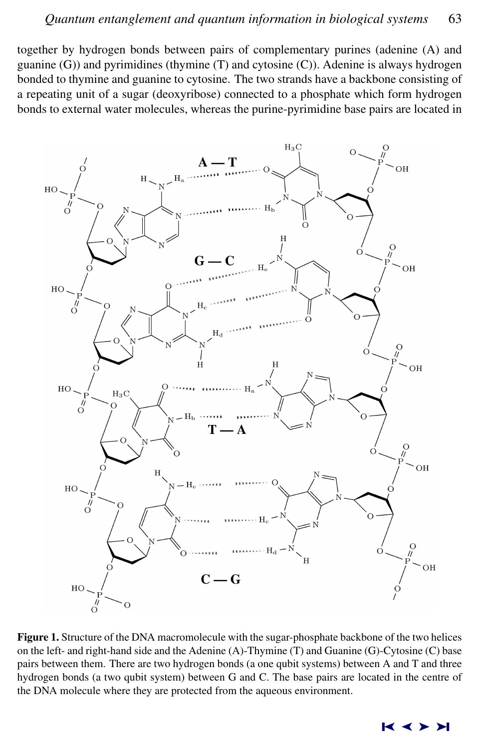together by hydrogen bonds between pairs of complementary purines (adenine (A) and guanine (G)) and pyrimidines (thymine (T) and cytosine (C)). Adenine is always hydrogen bonded to thymine and guanine to cytosine. The two strands have a backbone consisting of a repeating unit of a sugar (deoxyribose) connected to a phosphate which form hydrogen bonds to external water molecules, whereas the purine-pyrimidine base pairs are located in

**Figure 1.** Structure of the DNA macromolecule with the sugar-phosphate backbone of the two helices on the left- and right-hand side and the Adenine (A)-Thymine (T) and Guanine (G)-Cytosine (C) base pairs between them. There are two hydrogen bonds (a one qubit systems) between A and T and three hydrogen bonds (a two qubit system) between G and C. The base pairs are located in the centre of the DNA molecule where they are protected from the aqueous environment.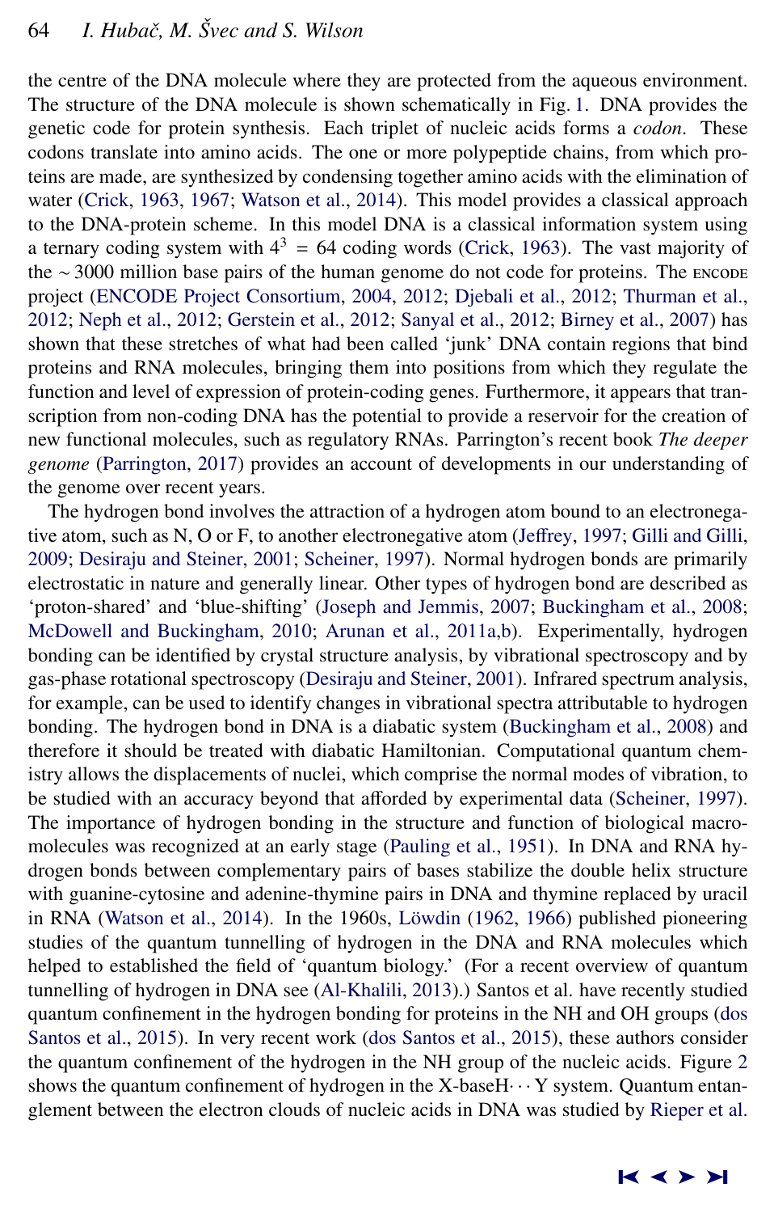the centre of the DNA molecule where they are protected from the aqueous environment. The structure of the DNA molecule is shown schematically in Fig. 1. DNA provides the genetic code for protein synthesis. Each triplet of nucleic acids forms a *codon*. These codons translate into amino acids. The one or more polypeptide chains, from which proteins are made, are synthesized by condensing together amino acids with the elimination of water (Crick, 1963, 1967; Watson et al., 2014). This model provides a classical approach to the DNA-protein scheme. In this model DNA is a classical information system using a ternary coding system with $4^3 = 64$ coding words (Crick, 1963). The vast majority of the ∼ 3000 million base pairs of the human genome do not code for proteins. The ENCODE project (ENCODE Project Consortium, 2004, 2012; Djebali et al., 2012; Thurman et al., 2012; Neph et al., 2012; Gerstein et al., 2012; Sanyal et al., 2012; Birney et al., 2007) has shown that these stretches of what had been called 'junk' DNA contain regions that bind proteins and RNA molecules, bringing them into positions from which they regulate the function and level of expression of protein-coding genes. Furthermore, it appears that transcription from non-coding DNA has the potential to provide a reservoir for the creation of new functional molecules, such as regulatory RNAs. Parrington's recent book *The deeper genome* (Parrington, 2017) provides an account of developments in our understanding of the genome over recent years.

The hydrogen bond involves the attraction of a hydrogen atom bound to an electronegative atom, such as N, O or F, to another electronegative atom (Jeffrey, 1997; Gilli and Gilli, 2009; Desiraju and Steiner, 2001; Scheiner, 1997). Normal hydrogen bonds are primarily electrostatic in nature and generally linear. Other types of hydrogen bond are described as 'proton-shared' and 'blue-shifting' (Joseph and Jemmis, 2007; Buckingham et al., 2008; McDowell and Buckingham, 2010; Arunan et al., 2011a,b). Experimentally, hydrogen bonding can be identified by crystal structure analysis, by vibrational spectroscopy and by gas-phase rotational spectroscopy (Desiraju and Steiner, 2001). Infrared spectrum analysis, for example, can be used to identify changes in vibrational spectra attributable to hydrogen bonding. The hydrogen bond in DNA is a diabatic system (Buckingham et al., 2008) and therefore it should be treated with diabatic Hamiltonian. Computational quantum chemistry allows the displacements of nuclei, which comprise the normal modes of vibration, to be studied with an accuracy beyond that afforded by experimental data (Scheiner, 1997). The importance of hydrogen bonding in the structure and function of biological macromolecules was recognized at an early stage (Pauling et al., 1951). In DNA and RNA hydrogen bonds between complementary pairs of bases stabilize the double helix structure with guanine-cytosine and adenine-thymine pairs in DNA and thymine replaced by uracil in RNA (Watson et al., 2014). In the 1960s, Löwdin (1962, 1966) published pioneering studies of the quantum tunnelling of hydrogen in the DNA and RNA molecules which helped to established the field of 'quantum biology.' (For a recent overview of quantum tunnelling of hydrogen in DNA see (Al-Khalili, 2013).) Santos et al. have recently studied quantum confinement in the hydrogen bonding for proteins in the NH and OH groups (dos Santos et al., 2015). In very recent work (dos Santos et al., 2015), these authors consider the quantum confinement of the hydrogen in the NH group of the nucleic acids. Figure 2 shows the quantum confinement of hydrogen in the X-baseH$\cdots$Y system. Quantum entanglement between the electron clouds of nucleic acids in DNA was studied by Rieper et al.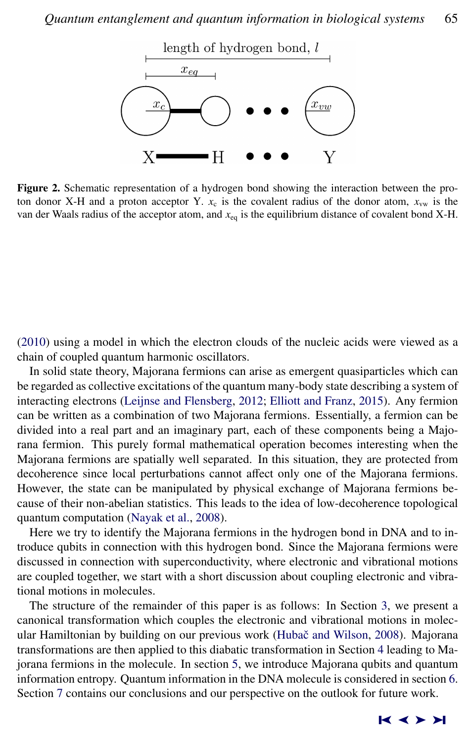**Figure 2.** Schematic representation of a hydrogen bond showing the interaction between the proton donor X-H and a proton acceptor Y. $x_c$ is the covalent radius of the donor atom, $x_{vw}$ is the van der Waals radius of the acceptor atom, and $x_{eq}$ is the equilibrium distance of covalent bond X-H.

(2010) using a model in which the electron clouds of the nucleic acids were viewed as a chain of coupled quantum harmonic oscillators.

In solid state theory, Majorana fermions can arise as emergent quasiparticles which can be regarded as collective excitations of the quantum many-body state describing a system of interacting electrons (Leijnse and Flensberg, 2012; Elliott and Franz, 2015). Any fermion can be written as a combination of two Majorana fermions. Essentially, a fermion can be divided into a real part and an imaginary part, each of these components being a Majorana fermion. This purely formal mathematical operation becomes interesting when the Majorana fermions are spatially well separated. In this situation, they are protected from decoherence since local perturbations cannot affect only one of the Majorana fermions. However, the state can be manipulated by physical exchange of Majorana fermions because of their non-abelian statistics. This leads to the idea of low-decoherence topological quantum computation (Nayak et al., 2008).

Here we try to identify the Majorana fermions in the hydrogen bond in DNA and to introduce qubits in connection with this hydrogen bond. Since the Majorana fermions were discussed in connection with superconductivity, where electronic and vibrational motions are coupled together, we start with a short discussion about coupling electronic and vibrational motions in molecules.

The structure of the remainder of this paper is as follows: In Section 3, we present a canonical transformation which couples the electronic and vibrational motions in molecular Hamiltonian by building on our previous work (Hubač and Wilson, 2008). Majorana transformations are then applied to this diabatic transformation in Section 4 leading to Majorana fermions in the molecule. In section 5, we introduce Majorana qubits and quantum information entropy. Quantum information in the DNA molecule is considered in section 6. Section 7 contains our conclusions and our perspective on the outlook for future work.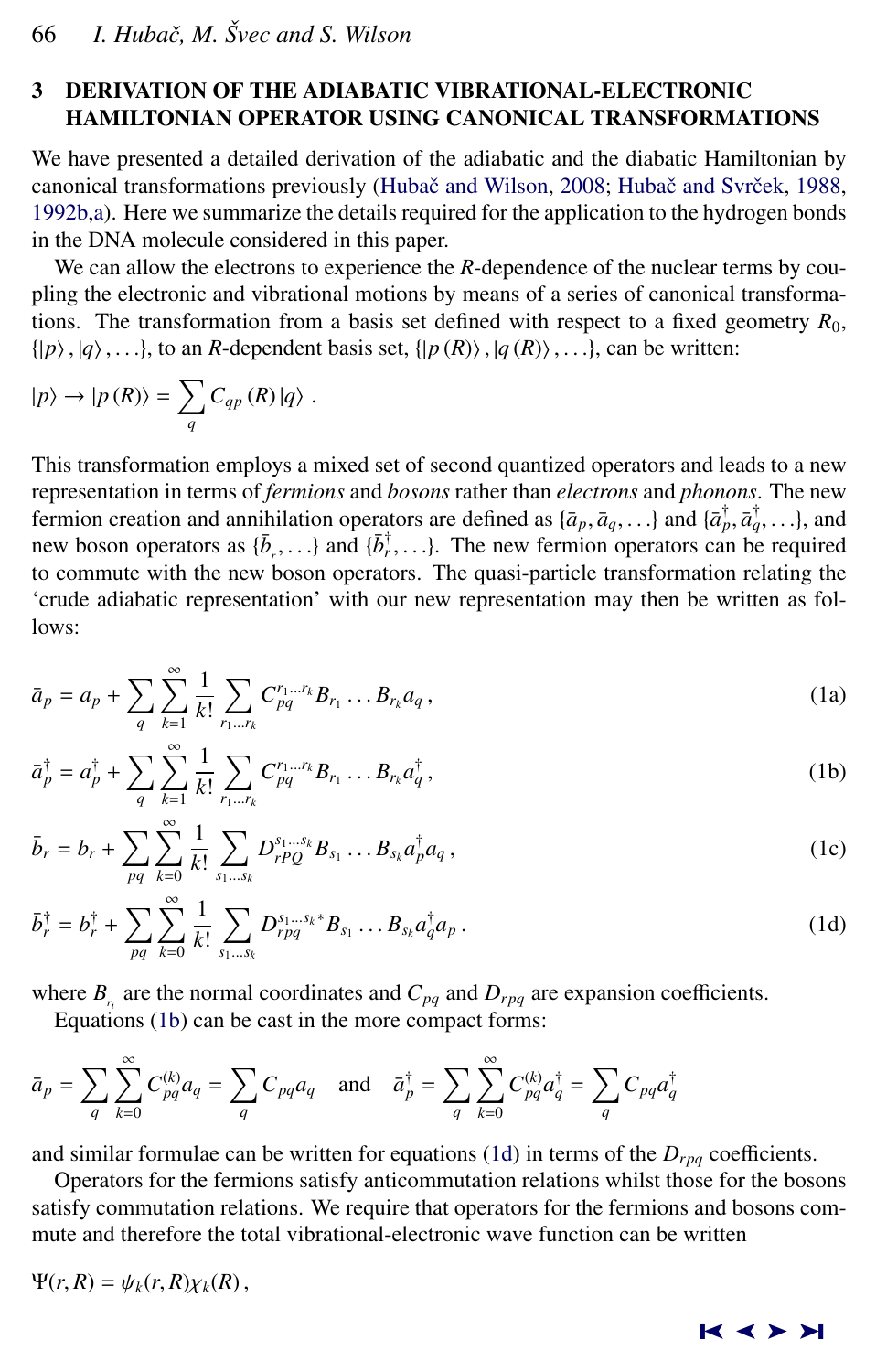## 3 DERIVATION OF THE ADIABATIC VIBRATIONAL-ELECTRONIC HAMILTONIAN OPERATOR USING CANONICAL TRANSFORMATIONS

We have presented a detailed derivation of the adiabatic and the diabatic Hamiltonian by canonical transformations previously (Hubač and Wilson, 2008; Hubač and Svrček, 1988, 1992b,a). Here we summarize the details required for the application to the hydrogen bonds in the DNA molecule considered in this paper.

We can allow the electrons to experience the $R$-dependence of the nuclear terms by coupling the electronic and vibrational motions by means of a series of canonical transformations. The transformation from a basis set defined with respect to a fixed geometry $R_0$, $\{|p\rangle, |q\rangle, \ldots\}$, to an $R$-dependent basis set, $\{|p(R)\rangle, |q(R)\rangle, \ldots\}$, can be written:

$$|p\rangle \to |p(R)\rangle = \sum_q C_{qp}(R)\,|q\rangle \ .$$

This transformation employs a mixed set of second quantized operators and leads to a new representation in terms of *fermions* and *bosons* rather than *electrons* and *phonons*. The new fermion creation and annihilation operators are defined as $\{\bar{a}_p, \bar{a}_q, \ldots\}$ and $\{\bar{a}_p^\dagger, \bar{a}_q^\dagger, \ldots\}$, and new boson operators as $\{\bar{b}_r, \ldots\}$ and $\{\bar{b}_r^\dagger, \ldots\}$. The new fermion operators can be required to commute with the new boson operators. The quasi-particle transformation relating the 'crude adiabatic representation' with our new representation may then be written as follows:

$$\bar{a}_p = a_p + \sum_q \sum_{k=1}^{\infty} \frac{1}{k!} \sum_{r_1 \ldots r_k} C_{pq}^{r_1 \ldots r_k} B_{r_1} \ldots B_{r_k} a_q \,, \tag{1a}$$

$$\bar{a}_p^\dagger = a_p^\dagger + \sum_q \sum_{k=1}^{\infty} \frac{1}{k!} \sum_{r_1 \ldots r_k} C_{pq}^{r_1 \ldots r_k} B_{r_1} \ldots B_{r_k} a_q^\dagger \,, \tag{1b}$$

$$\bar{b}_r = b_r + \sum_{pq} \sum_{k=0}^{\infty} \frac{1}{k!} \sum_{s_1 \ldots s_k} D_{rPQ}^{s_1 \ldots s_k} B_{s_1} \ldots B_{s_k} a_p^\dagger a_q \,, \tag{1c}$$

$$\bar{b}_r^\dagger = b_r^\dagger + \sum_{pq} \sum_{k=0}^{\infty} \frac{1}{k!} \sum_{s_1 \ldots s_k} D_{rpq}^{s_1 \ldots s_k *} B_{s_1} \ldots B_{s_k} a_q^\dagger a_p \,. \tag{1d}$$

where $B_{r_i}$ are the normal coordinates and $C_{pq}$ and $D_{rpq}$ are expansion coefficients.

Equations (1b) can be cast in the more compact forms:

$$\bar{a}_p = \sum_q \sum_{k=0}^{\infty} C_{pq}^{(k)} a_q = \sum_q C_{pq} a_q \quad \text{and} \quad \bar{a}_p^\dagger = \sum_q \sum_{k=0}^{\infty} C_{pq}^{(k)} a_q^\dagger = \sum_q C_{pq} a_q^\dagger$$

and similar formulae can be written for equations (1d) in terms of the $D_{rpq}$ coefficients.

Operators for the fermions satisfy anticommutation relations whilst those for the bosons satisfy commutation relations. We require that operators for the fermions and bosons commute and therefore the total vibrational-electronic wave function can be written

$$\Psi(r, R) = \psi_k(r, R)\chi_k(R)\,,$$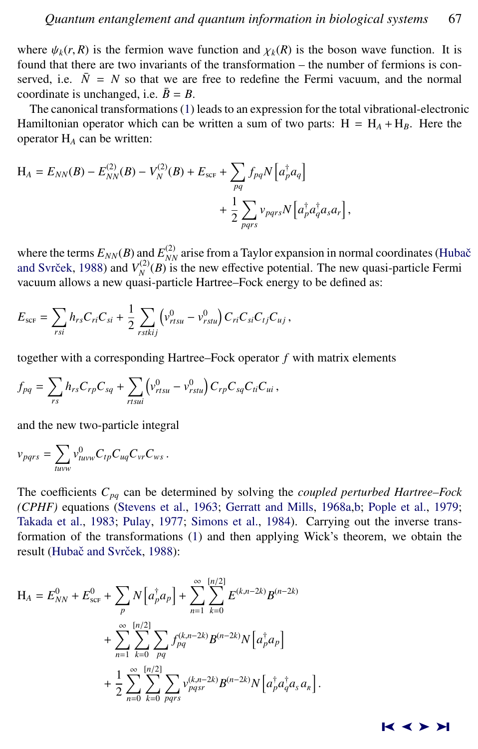where $\psi_k(r,R)$ is the fermion wave function and $\chi_k(R)$ is the boson wave function. It is found that there are two invariants of the transformation – the number of fermions is conserved, i.e. $\bar{N} = N$ so that we are free to redefine the Fermi vacuum, and the normal coordinate is unchanged, i.e. $\bar{B} = B$.

The canonical transformations (1) leads to an expression for the total vibrational-electronic Hamiltonian operator which can be written a sum of two parts: $\mathrm{H} = \mathrm{H}_A + \mathrm{H}_B$. Here the operator $\mathrm{H}_A$ can be written:

$$
\begin{aligned}
\mathrm{H}_A = E_{NN}(B) - E^{(2)}_{NN}(B) - V^{(2)}_N(B) + E_{\text{SCF}} + \sum_{pq} f_{pq} N\left[a^\dagger_p a_q\right] \\
+ \frac{1}{2}\sum_{pqrs} v_{pqrs} N\left[a^\dagger_p a^\dagger_q a_s a_r\right],
\end{aligned}
$$

where the terms $E_{NN}(B)$ and $E^{(2)}_{NN}$ arise from a Taylor expansion in normal coordinates (Hubač and Svrček, 1988) and $V^{(2)}_N(B)$ is the new effective potential. The new quasi-particle Fermi vacuum allows a new quasi-particle Hartree–Fock energy to be defined as:

$$
E_{\text{SCF}} = \sum_{rsi} h_{rs} C_{ri} C_{si} + \frac{1}{2}\sum_{rstkij}\left(v^0_{rtsu} - v^0_{rstu}\right) C_{ri} C_{si} C_{tj} C_{uj},
$$

together with a corresponding Hartree–Fock operator $f$ with matrix elements

$$
f_{pq} = \sum_{rs} h_{rs} C_{rp} C_{sq} + \sum_{rtsui}\left(v^0_{rtsu} - v^0_{rstu}\right) C_{rp} C_{sq} C_{ti} C_{ui},
$$

and the new two-particle integral

$$
v_{pqrs} = \sum_{tuvw} v^0_{tuvw} C_{tp} C_{uq} C_{vr} C_{ws}.
$$

The coefficients $C_{pq}$ can be determined by solving the *coupled perturbed Hartree–Fock (CPHF)* equations (Stevens et al., 1963; Gerratt and Mills, 1968a,b; Pople et al., 1979; Takada et al., 1983; Pulay, 1977; Simons et al., 1984). Carrying out the inverse transformation of the transformations (1) and then applying Wick's theorem, we obtain the result (Hubač and Svrček, 1988):

$$
\begin{aligned}
\mathrm{H}_A = E^0_{NN} + E^0_{\text{SCF}} + \sum_p N\left[a^\dagger_p a_p\right] + \sum_{n=1}^{\infty}\sum_{k=0}^{[n/2]} E^{(k,n-2k)} B^{(n-2k)} \\
+ \sum_{n=1}^{\infty}\sum_{k=0}^{[n/2]}\sum_{pq} f^{(k,n-2k)}_{pq} B^{(n-2k)} N\left[a^\dagger_p a_p\right] \\
+ \frac{1}{2}\sum_{n=0}^{\infty}\sum_{k=0}^{[n/2]}\sum_{pqrs} v^{(k,n-2k)}_{pqsr} B^{(n-2k)} N\left[a^\dagger_p a^\dagger_q a_s a_R\right].
\end{aligned}
$$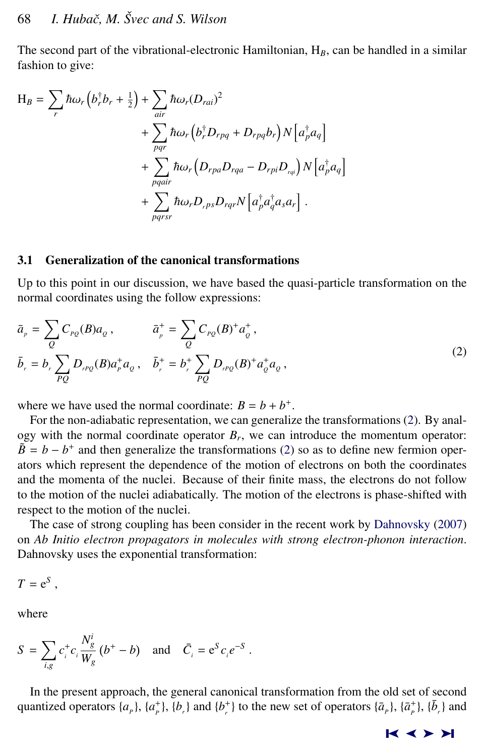The second part of the vibrational-electronic Hamiltonian, $H_B$, can be handled in a similar fashion to give:

$$
\begin{aligned}
H_B = \sum_r \hbar\omega_r \left(b_r^\dagger b_r + \tfrac{1}{2}\right) + \sum_{air} \hbar\omega_r (D_{rai})^2 \\
+ \sum_{pqr} \hbar\omega_r \left(b_r^\dagger D_{rpq} + D_{rpq} b_r\right) N\left[a_p^\dagger a_q\right] \\
+ \sum_{pqair} \hbar\omega_r \left(D_{rpa} D_{rqa} - D_{rpi} D_{rqi}\right) N\left[a_p^\dagger a_q\right] \\
+ \sum_{pqrsr} \hbar\omega_r D_{rps} D_{rqr} N\left[a_p^\dagger a_q^\dagger a_s a_r\right] .
\end{aligned}
$$

## 3.1 Generalization of the canonical transformations

Up to this point in our discussion, we have based the quasi-particle transformation on the normal coordinates using the follow expressions:

$$
\begin{aligned}
\bar{a}_p &= \sum_Q C_{PQ}(B) a_Q , & \bar{a}_p^+ &= \sum_Q C_{PQ}(B)^+ a_Q^+ , \\
\bar{b}_r &= b_r \sum_{PQ} D_{rPQ}(B) a_P^+ a_Q , & \bar{b}_r^+ &= b_r^+ \sum_{PQ} D_{rPQ}(B)^+ a_Q^+ a_Q ,
\end{aligned}
\tag{2}
$$

where we have used the normal coordinate: $B = b + b^+$.

For the non-adiabatic representation, we can generalize the transformations (2). By analogy with the normal coordinate operator $B_r$, we can introduce the momentum operator: $\tilde{B} = b - b^+$ and then generalize the transformations (2) so as to define new fermion operators which represent the dependence of the motion of electrons on both the coordinates and the momenta of the nuclei. Because of their finite mass, the electrons do not follow to the motion of the nuclei adiabatically. The motion of the electrons is phase-shifted with respect to the motion of the nuclei.

The case of strong coupling has been consider in the recent work by Dahnovsky (2007) on *Ab Initio electron propagators in molecules with strong electron-phonon interaction*. Dahnovsky uses the exponential transformation:

$$
T = e^S ,
$$

where

$$
S = \sum_{i,g} c_i^+ c_i \frac{N_g^i}{W_g} (b^+ - b) \quad \text{and} \quad \bar{C}_i = e^S c_i e^{-S} .
$$

In the present approach, the general canonical transformation from the old set of second quantized operators $\{a_p\}$, $\{a_p^+\}$, $\{b_r\}$ and $\{b_r^+\}$ to the new set of operators $\{\bar{a}_p\}$, $\{\bar{a}_p^+\}$, $\{\bar{b}_r\}$ and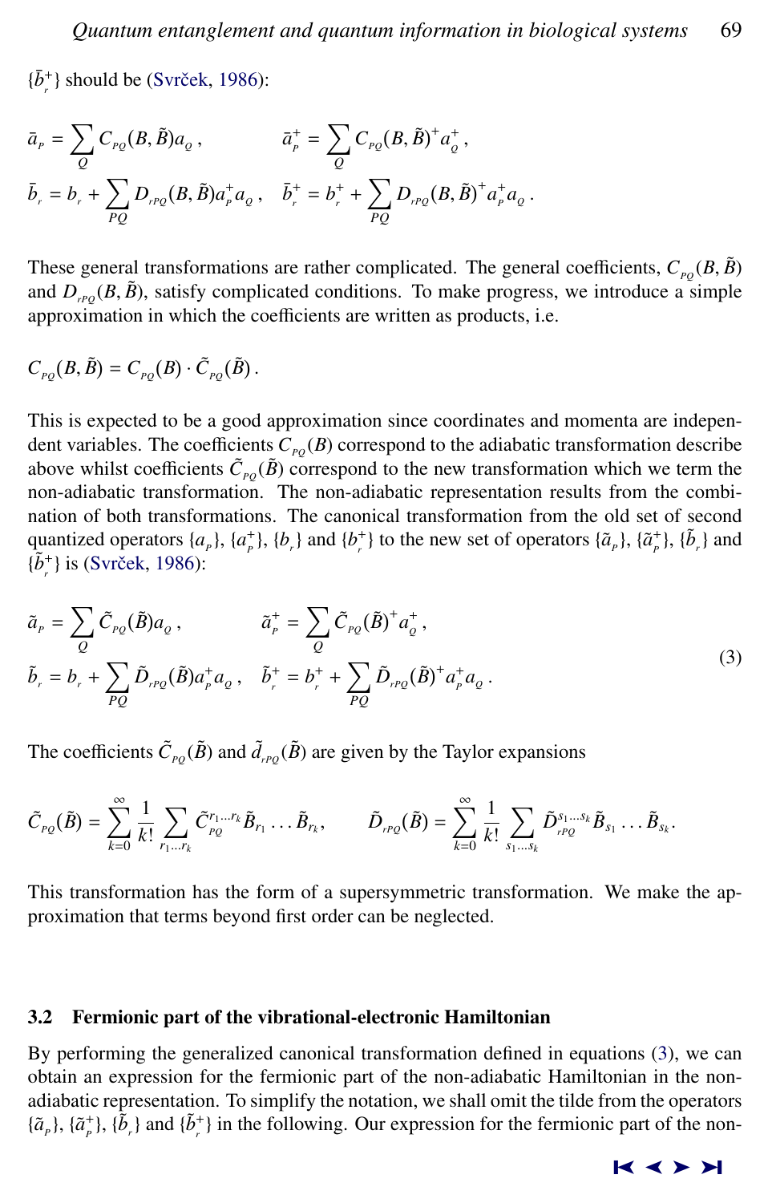$\{\bar{b}_r^+\}$ should be (Svrček, 1986):

$$\bar{a}_P = \sum_Q C_{PQ}(B, \tilde{B}) a_Q \,, \qquad \bar{a}_P^+ = \sum_Q C_{PQ}(B, \tilde{B})^+ a_Q^+ \,,$$

$$\bar{b}_r = b_r + \sum_{PQ} D_{rPQ}(B, \tilde{B}) a_P^+ a_Q \,, \quad \bar{b}_r^+ = b_r^+ + \sum_{PQ} D_{rPQ}(B, \tilde{B})^+ a_P^+ a_Q \,.$$

These general transformations are rather complicated. The general coefficients, $C_{PQ}(B, \tilde{B})$ and $D_{rPQ}(B, \tilde{B})$, satisfy complicated conditions. To make progress, we introduce a simple approximation in which the coefficients are written as products, i.e.

$$C_{PQ}(B, \tilde{B}) = C_{PQ}(B) \cdot \tilde{C}_{PQ}(\tilde{B}) \,.$$

This is expected to be a good approximation since coordinates and momenta are independent variables. The coefficients $C_{PQ}(B)$ correspond to the adiabatic transformation describe above whilst coefficients $\tilde{C}_{PQ}(\tilde{B})$ correspond to the new transformation which we term the non-adiabatic transformation. The non-adiabatic representation results from the combination of both transformations. The canonical transformation from the old set of second quantized operators $\{a_P\}$, $\{a_P^+\}$, $\{b_r\}$ and $\{b_r^+\}$ to the new set of operators $\{\tilde{a}_P\}$, $\{\tilde{a}_P^+\}$, $\{\tilde{b}_r\}$ and $\{\tilde{b}_r^+\}$ is (Svrček, 1986):

$$\tilde{a}_P = \sum_Q \tilde{C}_{PQ}(\tilde{B}) a_Q \,, \qquad \tilde{a}_P^+ = \sum_Q \tilde{C}_{PQ}(\tilde{B})^+ a_Q^+ \,,$$

$$\tilde{b}_r = b_r + \sum_{PQ} \tilde{D}_{rPQ}(\tilde{B}) a_P^+ a_Q \,, \quad \tilde{b}_r^+ = b_r^+ + \sum_{PQ} \tilde{D}_{rPQ}(\tilde{B})^+ a_P^+ a_Q \,. \tag{3}$$

The coefficients $\tilde{C}_{PQ}(\tilde{B})$ and $\tilde{d}_{rPQ}(\tilde{B})$ are given by the Taylor expansions

$$\tilde{C}_{PQ}(\tilde{B}) = \sum_{k=0}^{\infty} \frac{1}{k!} \sum_{r_1 \ldots r_k} \tilde{C}_{PQ}^{r_1 \ldots r_k} \tilde{B}_{r_1} \ldots \tilde{B}_{r_k}, \qquad \tilde{D}_{rPQ}(\tilde{B}) = \sum_{k=0}^{\infty} \frac{1}{k!} \sum_{s_1 \ldots s_k} \tilde{D}_{rPQ}^{s_1 \ldots s_k} \tilde{B}_{s_1} \ldots \tilde{B}_{s_k}.$$

This transformation has the form of a supersymmetric transformation. We make the approximation that terms beyond first order can be neglected.

### 3.2 Fermionic part of the vibrational-electronic Hamiltonian

By performing the generalized canonical transformation defined in equations (3), we can obtain an expression for the fermionic part of the non-adiabatic Hamiltonian in the non-adiabatic representation. To simplify the notation, we shall omit the tilde from the operators $\{\tilde{a}_P\}$, $\{\tilde{a}_P^+\}$, $\{\tilde{b}_r\}$ and $\{\tilde{b}_r^+\}$ in the following. Our expression for the fermionic part of the non-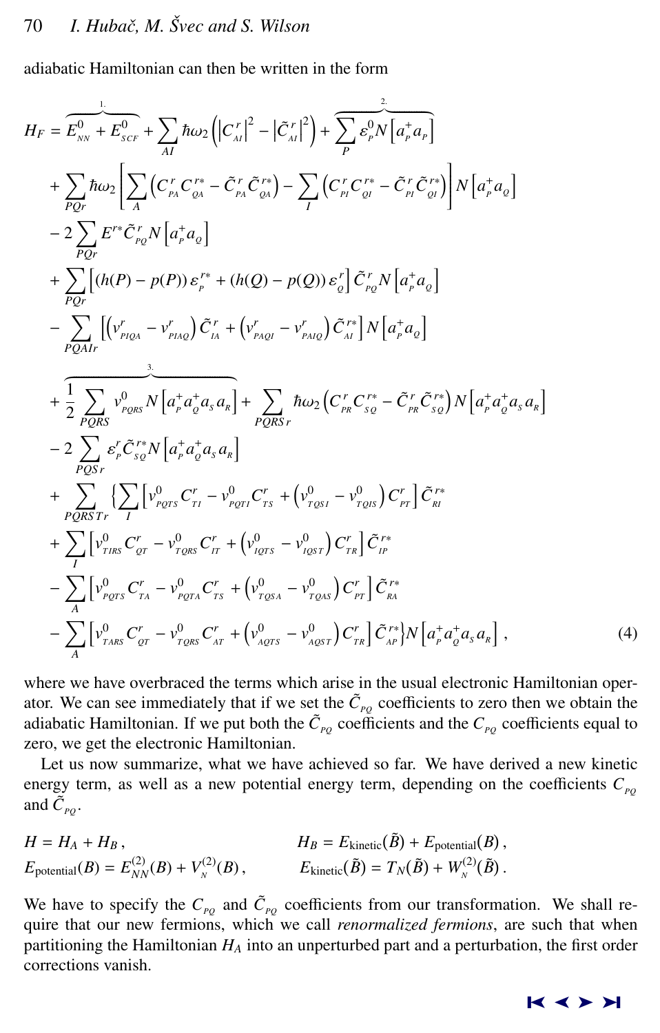adiabatic Hamiltonian can then be written in the form

$$
\begin{aligned}
H_F = {} & \overbrace{E^0_{NN} + E^0_{SCF}}^{1.} + \sum_{AI} \hbar\omega_2 \left( \left|C^r_{AI}\right|^2 - \left|\tilde{C}^r_{AI}\right|^2 \right) + \overbrace{\sum_P \varepsilon^0_P N\left[a^+_P a_P\right]}^{2.} \\
& + \sum_{PQr} \hbar\omega_2 \left[ \sum_A \left( C^r_{PA} C^{r*}_{QA} - \tilde{C}^r_{PA} \tilde{C}^{r*}_{QA} \right) - \sum_I \left( C^r_{PI} C^{r*}_{QI} - \tilde{C}^r_{PI} \tilde{C}^{r*}_{QI} \right) \right] N\left[a^+_P a_Q\right] \\
& - 2 \sum_{PQr} E^{r*} \tilde{C}^r_{PQ} N\left[a^+_P a_Q\right] \\
& + \sum_{PQr} \left[ (h(P) - p(P))\, \varepsilon^{r*}_P + (h(Q) - p(Q))\, \varepsilon^r_Q \right] \tilde{C}^r_{PQ} N\left[a^+_P a_Q\right] \\
& - \sum_{PQAIr} \left[ \left( v^r_{PIQA} - v^r_{PIAQ} \right) \tilde{C}^r_{IA} + \left( v^r_{PAQI} - v^r_{PAIQ} \right) \tilde{C}^{r*}_{AI} \right] N\left[a^+_P a_Q\right] \\
& + \overbrace{\frac{1}{2} \sum_{PQRS} v^0_{PQRS} N\left[a^+_P a^+_Q a_S a_R\right]}^{3.} + \sum_{PQRS\,r} \hbar\omega_2 \left( C^r_{PR} C^{r*}_{SQ} - \tilde{C}^r_{PR} \tilde{C}^{r*}_{SQ} \right) N\left[a^+_P a^+_Q a_S a_R\right] \\
& - 2 \sum_{PQS\,r} \varepsilon^r_P \tilde{C}^{r*}_{SQ} N\left[a^+_P a^+_Q a_S a_R\right] \\
& + \sum_{PQRST\,r} \Bigg\{ \sum_I \left[ v^0_{PQTS} C^r_{TI} - v^0_{PQTI} C^r_{TS} + \left( v^0_{TQSI} - v^0_{TQIS} \right) C^r_{PT} \right] \tilde{C}^{r*}_{RI} \\
& + \sum_I \left[ v^0_{TIRS} C^r_{QT} - v^0_{TQRS} C^r_{IT} + \left( v^0_{IQTS} - v^0_{IQST} \right) C^r_{TR} \right] \tilde{C}^{r*}_{IP} \\
& - \sum_A \left[ v^0_{PQTS} C^r_{TA} - v^0_{PQTA} C^r_{TS} + \left( v^0_{TQSA} - v^0_{TQAS} \right) C^r_{PT} \right] \tilde{C}^{r*}_{RA} \\
& - \sum_A \left[ v^0_{TARS} C^r_{QT} - v^0_{TQRS} C^r_{AT} + \left( v^0_{AQTS} - v^0_{AQST} \right) C^r_{TR} \right] \tilde{C}^{r*}_{AP} \Bigg\} N\left[a^+_P a^+_Q a_S a_R\right] ,
\end{aligned}
\tag{4}
$$

where we have overbraced the terms which arise in the usual electronic Hamiltonian operator. We can see immediately that if we set the $\tilde{C}_{PQ}$ coefficients to zero then we obtain the adiabatic Hamiltonian. If we put both the $\tilde{C}_{PQ}$ coefficients and the $C_{PQ}$ coefficients equal to zero, we get the electronic Hamiltonian.

Let us now summarize, what we have achieved so far. We have derived a new kinetic energy term, as well as a new potential energy term, depending on the coefficients $C_{PQ}$ and $\tilde{C}_{PQ}$.

$$
H = H_A + H_B , \qquad H_B = E_{\text{kinetic}}(\tilde{B}) + E_{\text{potential}}(B) ,
$$

$$
E_{\text{potential}}(B) = E^{(2)}_{NN}(B) + V^{(2)}_N(B) , \qquad E_{\text{kinetic}}(\tilde{B}) = T_N(\tilde{B}) + W^{(2)}_N(\tilde{B}) .
$$

We have to specify the $C_{PQ}$ and $\tilde{C}_{PQ}$ coefficients from our transformation. We shall require that our new fermions, which we call *renormalized fermions*, are such that when partitioning the Hamiltonian $H_A$ into an unperturbed part and a perturbation, the first order corrections vanish.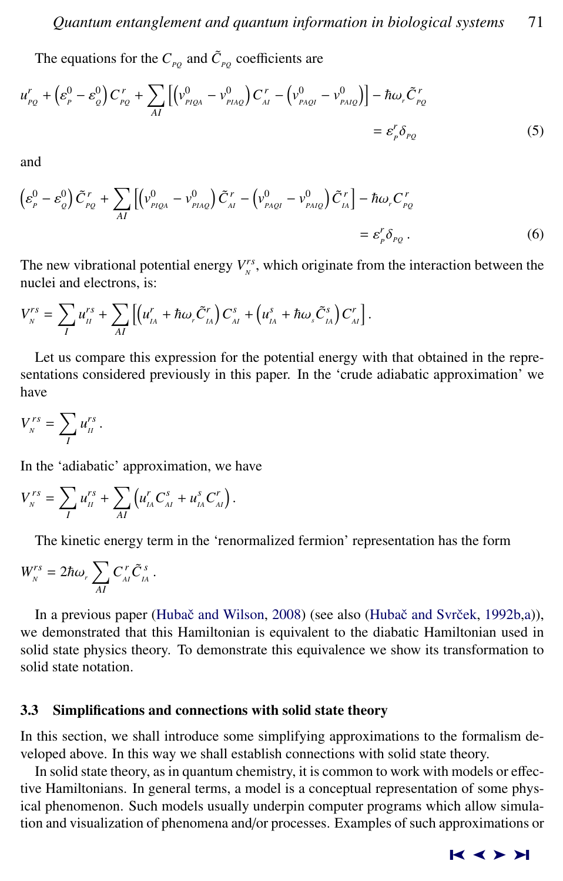The equations for the $C_{PQ}$ and $\tilde{C}_{PQ}$ coefficients are

$$u^r_{PQ} + \left(\varepsilon^0_P - \varepsilon^0_Q\right) C^r_{PQ} + \sum_{AI} \left[ \left(v^0_{PIQA} - v^0_{PIAQ}\right) C^r_{AI} - \left(v^0_{PAQI} - v^0_{PAIQ}\right) \right] - \hbar\omega_r \tilde{C}^r_{PQ} = \varepsilon^r_P \delta_{PQ} \tag{5}$$

and

$$\left(\varepsilon^0_P - \varepsilon^0_Q\right) \tilde{C}^r_{PQ} + \sum_{AI} \left[ \left(v^0_{PIQA} - v^0_{PIAQ}\right) \tilde{C}^r_{AI} - \left(v^0_{PAQI} - v^0_{PAIQ}\right) \tilde{C}^r_{IA} \right] - \hbar\omega_r C^r_{PQ} = \varepsilon^r_P \delta_{PQ} . \tag{6}$$

The new vibrational potential energy $V^{rs}_N$, which originate from the interaction between the nuclei and electrons, is:

$$V^{rs}_N = \sum_I u^{rs}_{II} + \sum_{AI} \left[ \left(u^r_{IA} + \hbar\omega_r \tilde{C}^r_{IA}\right) C^s_{AI} + \left(u^s_{IA} + \hbar\omega_s \tilde{C}^s_{IA}\right) C^r_{AI} \right] .$$

Let us compare this expression for the potential energy with that obtained in the representations considered previously in this paper. In the 'crude adiabatic approximation' we have

$$V^{rs}_N = \sum_I u^{rs}_{II} .$$

In the 'adiabatic' approximation, we have

$$V^{rs}_N = \sum_I u^{rs}_{II} + \sum_{AI} \left(u^r_{IA} C^s_{AI} + u^s_{IA} C^r_{AI}\right) .$$

The kinetic energy term in the 'renormalized fermion' representation has the form

$$W^{rs}_N = 2\hbar\omega_r \sum_{AI} C^r_{AI} \tilde{C}^s_{IA} .$$

In a previous paper (Hubač and Wilson, 2008) (see also (Hubač and Svrček, 1992b,a)), we demonstrated that this Hamiltonian is equivalent to the diabatic Hamiltonian used in solid state physics theory. To demonstrate this equivalence we show its transformation to solid state notation.

### 3.3 Simplifications and connections with solid state theory

In this section, we shall introduce some simplifying approximations to the formalism developed above. In this way we shall establish connections with solid state theory.

In solid state theory, as in quantum chemistry, it is common to work with models or effective Hamiltonians. In general terms, a model is a conceptual representation of some physical phenomenon. Such models usually underpin computer programs which allow simulation and visualization of phenomena and/or processes. Examples of such approximations or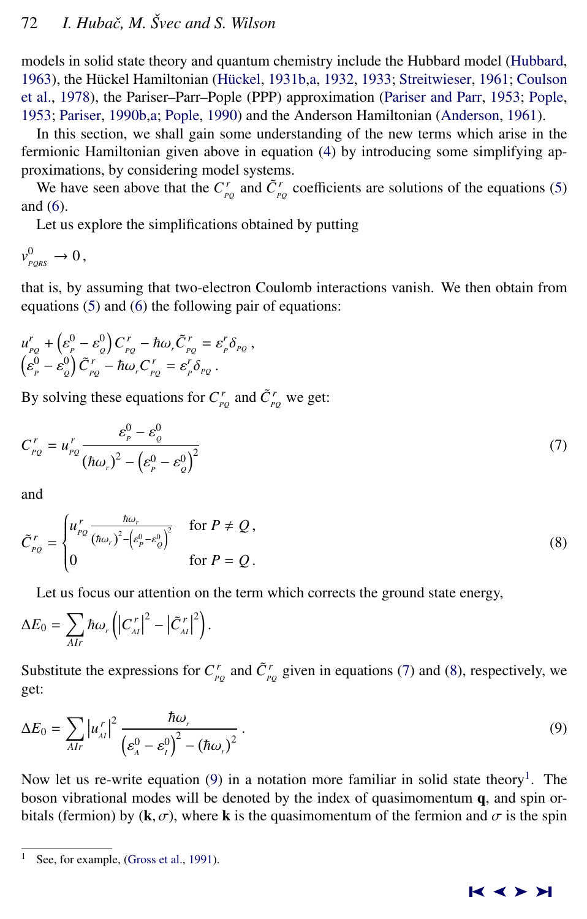models in solid state theory and quantum chemistry include the Hubbard model (Hubbard, 1963), the Hückel Hamiltonian (Hückel, 1931b,a, 1932, 1933; Streitwieser, 1961; Coulson et al., 1978), the Pariser–Parr–Pople (PPP) approximation (Pariser and Parr, 1953; Pople, 1953; Pariser, 1990b,a; Pople, 1990) and the Anderson Hamiltonian (Anderson, 1961).

In this section, we shall gain some understanding of the new terms which arise in the fermionic Hamiltonian given above in equation (4) by introducing some simplifying approximations, by considering model systems.

We have seen above that the $C^r_{PQ}$ and $\tilde{C}^r_{PQ}$ coefficients are solutions of the equations (5) and (6).

Let us explore the simplifications obtained by putting

$$v^0_{PQRS} \to 0\,,$$

that is, by assuming that two-electron Coulomb interactions vanish. We then obtain from equations (5) and (6) the following pair of equations:

$$u^r_{PQ} + \left(\varepsilon^0_P - \varepsilon^0_Q\right) C^r_{PQ} - \hbar\omega_r \tilde{C}^r_{PQ} = \varepsilon^r_P \delta_{PQ}\,,$$
$$\left(\varepsilon^0_P - \varepsilon^0_Q\right) \tilde{C}^r_{PQ} - \hbar\omega_r C^r_{PQ} = \varepsilon^r_P \delta_{PQ}\,.$$

By solving these equations for $C^r_{PQ}$ and $\tilde{C}^r_{PQ}$ we get:

$$C^r_{PQ} = u^r_{PQ} \frac{\varepsilon^0_P - \varepsilon^0_Q}{(\hbar\omega_r)^2 - \left(\varepsilon^0_P - \varepsilon^0_Q\right)^2} \tag{7}$$

and

$$\tilde{C}^r_{PQ} = \begin{cases} u^r_{PQ} \frac{\hbar\omega_r}{(\hbar\omega_r)^2 - \left(\varepsilon^0_P - \varepsilon^0_Q\right)^2} & \text{for } P \neq Q\,, \\ 0 & \text{for } P = Q\,. \end{cases} \tag{8}$$

Let us focus our attention on the term which corrects the ground state energy,

$$\Delta E_0 = \sum_{AIr} \hbar\omega_r \left( \left|C^r_{AI}\right|^2 - \left|\tilde{C}^r_{AI}\right|^2 \right).$$

Substitute the expressions for $C^r_{PQ}$ and $\tilde{C}^r_{PQ}$ given in equations (7) and (8), respectively, we get:

$$\Delta E_0 = \sum_{AIr} \left|u^r_{AI}\right|^2 \frac{\hbar\omega_r}{\left(\varepsilon^0_A - \varepsilon^0_I\right)^2 - (\hbar\omega_r)^2}\,. \tag{9}$$

Now let us re-write equation (9) in a notation more familiar in solid state theory[1]. The boson vibrational modes will be denoted by the index of quasimomentum $\mathbf{q}$, and spin orbitals (fermion) by $(\mathbf{k}, \sigma)$, where $\mathbf{k}$ is the quasimomentum of the fermion and $\sigma$ is the spin

[1] See, for example, (Gross et al., 1991).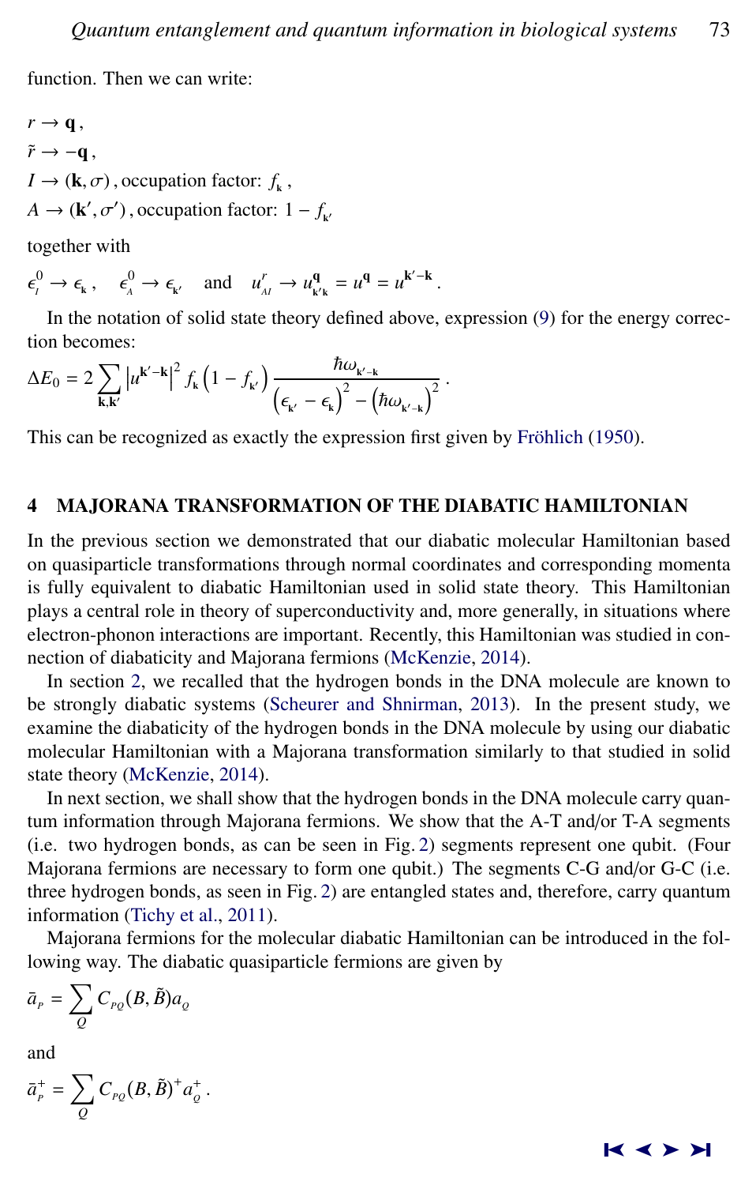function. Then we can write:

$$r \to \mathbf{q}\,,$$
$$\tilde{r} \to -\mathbf{q}\,,$$
$$I \to (\mathbf{k}, \sigma)\,, \text{occupation factor: } f_{\mathbf{k}}\,,$$
$$A \to (\mathbf{k}', \sigma')\,, \text{occupation factor: } 1 - f_{\mathbf{k}'}$$

together with

$$\epsilon^0_{I} \to \epsilon_{\mathbf{k}}\,, \quad \epsilon^0_{A} \to \epsilon_{\mathbf{k}'} \quad \text{and} \quad u^r_{AI} \to u^{\mathbf{q}}_{\mathbf{k}'\mathbf{k}} = u^{\mathbf{q}} = u^{\mathbf{k}'-\mathbf{k}}\,.$$

In the notation of solid state theory defined above, expression (9) for the energy correction becomes:

$$\Delta E_0 = 2 \sum_{\mathbf{k},\mathbf{k}'} \left| u^{\mathbf{k}'-\mathbf{k}} \right|^2 f_{\mathbf{k}} \left(1 - f_{\mathbf{k}'}\right) \frac{\hbar\omega_{\mathbf{k}'-\mathbf{k}}}{\left(\epsilon_{\mathbf{k}'} - \epsilon_{\mathbf{k}}\right)^2 - \left(\hbar\omega_{\mathbf{k}'-\mathbf{k}}\right)^2}\,.$$

This can be recognized as exactly the expression first given by Fröhlich (1950).

## 4 MAJORANA TRANSFORMATION OF THE DIABATIC HAMILTONIAN

In the previous section we demonstrated that our diabatic molecular Hamiltonian based on quasiparticle transformations through normal coordinates and corresponding momenta is fully equivalent to diabatic Hamiltonian used in solid state theory. This Hamiltonian plays a central role in theory of superconductivity and, more generally, in situations where electron-phonon interactions are important. Recently, this Hamiltonian was studied in connection of diabaticity and Majorana fermions (McKenzie, 2014).

In section 2, we recalled that the hydrogen bonds in the DNA molecule are known to be strongly diabatic systems (Scheurer and Shnirman, 2013). In the present study, we examine the diabaticity of the hydrogen bonds in the DNA molecule by using our diabatic molecular Hamiltonian with a Majorana transformation similarly to that studied in solid state theory (McKenzie, 2014).

In next section, we shall show that the hydrogen bonds in the DNA molecule carry quantum information through Majorana fermions. We show that the A-T and/or T-A segments (i.e. two hydrogen bonds, as can be seen in Fig. 2) segments represent one qubit. (Four Majorana fermions are necessary to form one qubit.) The segments C-G and/or G-C (i.e. three hydrogen bonds, as seen in Fig. 2) are entangled states and, therefore, carry quantum information (Tichy et al., 2011).

Majorana fermions for the molecular diabatic Hamiltonian can be introduced in the following way. The diabatic quasiparticle fermions are given by

$$\bar{a}_{P} = \sum_{Q} C_{PQ}(B, \tilde{B}) a_{Q}$$

and

$$\bar{a}^{+}_{P} = \sum_{Q} C_{PQ}(B, \tilde{B})^{+} a^{+}_{Q}\,.$$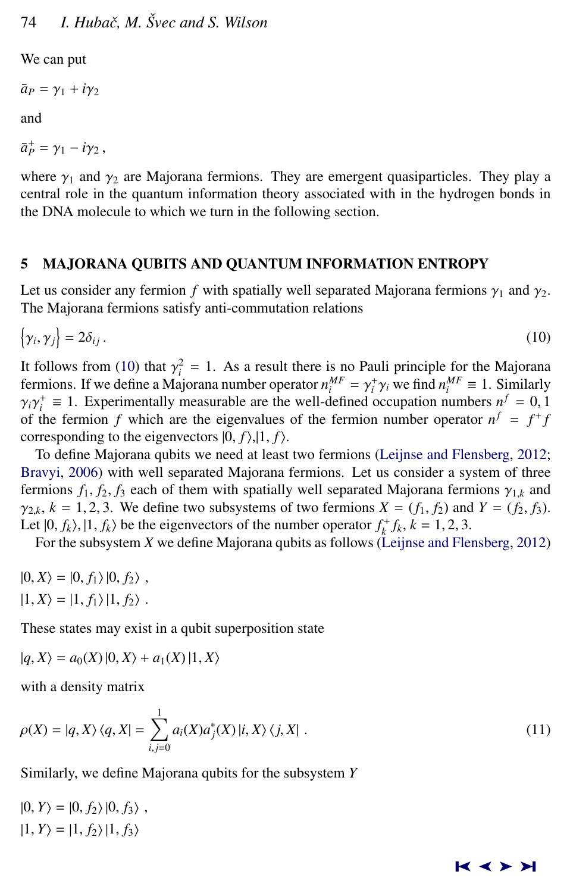We can put

$$\bar{a}_P = \gamma_1 + i\gamma_2$$

and

$$\bar{a}_P^+ = \gamma_1 - i\gamma_2\,,$$

where $\gamma_1$ and $\gamma_2$ are Majorana fermions. They are emergent quasiparticles. They play a central role in the quantum information theory associated with in the hydrogen bonds in the DNA molecule to which we turn in the following section.

## 5 MAJORANA QUBITS AND QUANTUM INFORMATION ENTROPY

Let us consider any fermion $f$ with spatially well separated Majorana fermions $\gamma_1$ and $\gamma_2$. The Majorana fermions satisfy anti-commutation relations

$$\left\{\gamma_i, \gamma_j\right\} = 2\delta_{ij}\,. \tag{10}$$

It follows from (10) that $\gamma_i^2 = 1$. As a result there is no Pauli principle for the Majorana fermions. If we define a Majorana number operator $n_i^{MF} = \gamma_i^+\gamma_i$ we find $n_i^{MF} \equiv 1$. Similarly $\gamma_i\gamma_i^+ \equiv 1$. Experimentally measurable are the well-defined occupation numbers $n^f = 0, 1$ of the fermion $f$ which are the eigenvalues of the fermion number operator $n^f = f^+f$ corresponding to the eigenvectors $|0, f\rangle$,$|1, f\rangle$.

To define Majorana qubits we need at least two fermions (Leijnse and Flensberg, 2012; Bravyi, 2006) with well separated Majorana fermions. Let us consider a system of three fermions $f_1, f_2, f_3$ each of them with spatially well separated Majorana fermions $\gamma_{1,k}$ and $\gamma_{2,k}$, $k = 1, 2, 3$. We define two subsystems of two fermions $X = (f_1, f_2)$ and $Y = (f_2, f_3)$. Let $|0, f_k\rangle, |1, f_k\rangle$ be the eigenvectors of the number operator $f_k^+ f_k$, $k = 1, 2, 3$.

For the subsystem $X$ we define Majorana qubits as follows (Leijnse and Flensberg, 2012)

$$|0, X\rangle = |0, f_1\rangle\,|0, f_2\rangle\,,$$
$$|1, X\rangle = |1, f_1\rangle\,|1, f_2\rangle\,.$$

These states may exist in a qubit superposition state

$$|q, X\rangle = a_0(X)\,|0, X\rangle + a_1(X)\,|1, X\rangle$$

with a density matrix

$$\rho(X) = |q, X\rangle\,\langle q, X| = \sum_{i,j=0}^{1} a_i(X)a_j^*(X)\,|i, X\rangle\,\langle j, X|\,. \tag{11}$$

Similarly, we define Majorana qubits for the subsystem $Y$

$$|0, Y\rangle = |0, f_2\rangle\,|0, f_3\rangle\,,$$
$$|1, Y\rangle = |1, f_2\rangle\,|1, f_3\rangle$$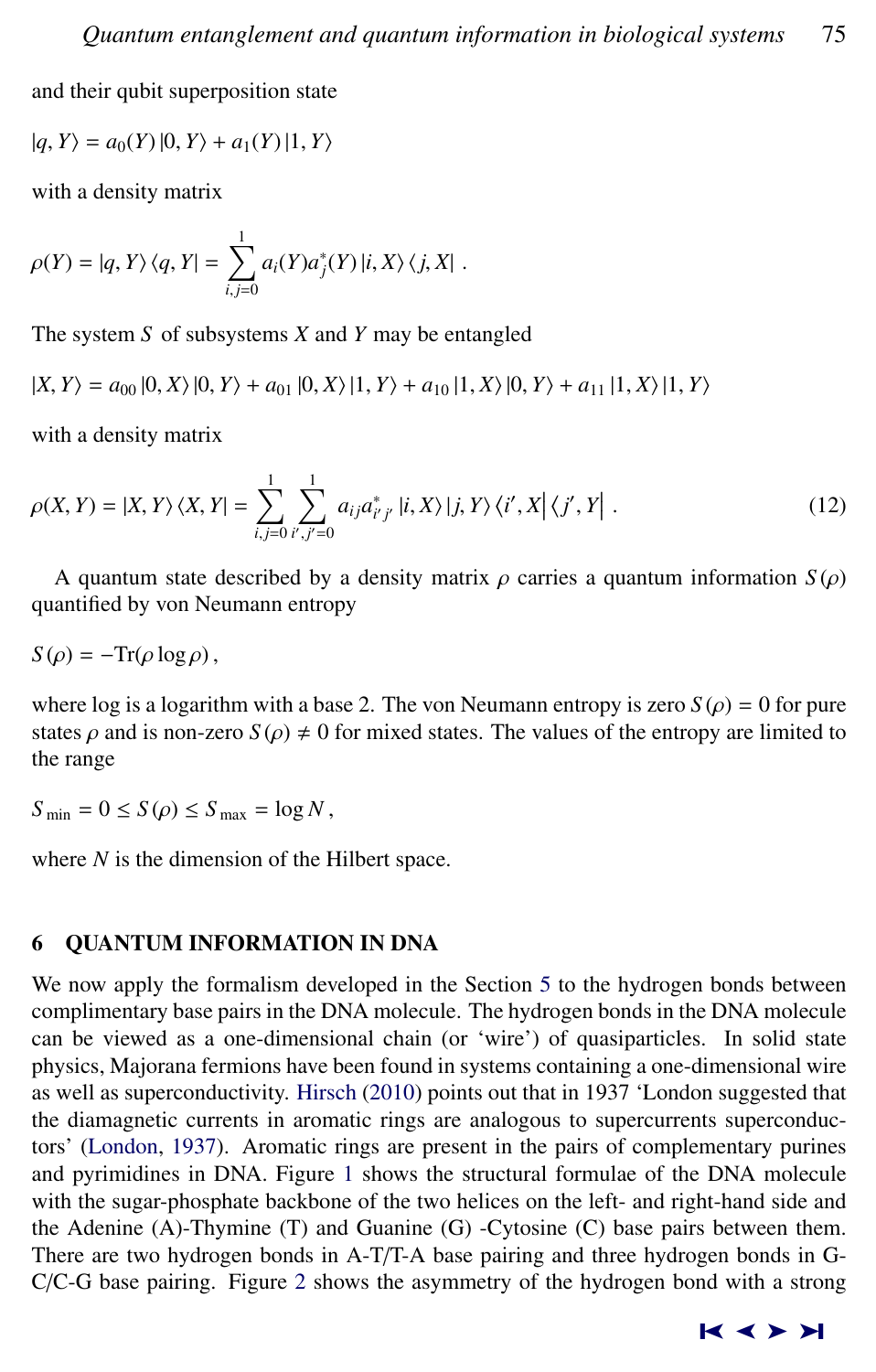and their qubit superposition state

$$|q, Y\rangle = a_0(Y)\,|0, Y\rangle + a_1(Y)\,|1, Y\rangle$$

with a density matrix

$$\rho(Y) = |q, Y\rangle\langle q, Y| = \sum_{i,j=0}^{1} a_i(Y) a_j^*(Y)\,|i, X\rangle\langle j, X|\ .$$

The system $S$ of subsystems $X$ and $Y$ may be entangled

$$|X, Y\rangle = a_{00}\,|0, X\rangle\,|0, Y\rangle + a_{01}\,|0, X\rangle\,|1, Y\rangle + a_{10}\,|1, X\rangle\,|0, Y\rangle + a_{11}\,|1, X\rangle\,|1, Y\rangle$$

with a density matrix

$$\rho(X, Y) = |X, Y\rangle\langle X, Y| = \sum_{i,j=0}^{1} \sum_{i',j'=0}^{1} a_{ij} a_{i'j'}^*\,|i, X\rangle\,|j, Y\rangle\left\langle i', X\right|\left\langle j', Y\right|\ . \tag{12}$$

A quantum state described by a density matrix $\rho$ carries a quantum information $S(\rho)$ quantified by von Neumann entropy

$$S(\rho) = -\mathrm{Tr}(\rho \log \rho)\,,$$

where log is a logarithm with a base 2. The von Neumann entropy is zero $S(\rho) = 0$ for pure states $\rho$ and is non-zero $S(\rho) \neq 0$ for mixed states. The values of the entropy are limited to the range

$$S_{\min} = 0 \leq S(\rho) \leq S_{\max} = \log N\,,$$

where $N$ is the dimension of the Hilbert space.

## 6 QUANTUM INFORMATION IN DNA

We now apply the formalism developed in the Section 5 to the hydrogen bonds between complimentary base pairs in the DNA molecule. The hydrogen bonds in the DNA molecule can be viewed as a one-dimensional chain (or 'wire') of quasiparticles. In solid state physics, Majorana fermions have been found in systems containing a one-dimensional wire as well as superconductivity. Hirsch (2010) points out that in 1937 'London suggested that the diamagnetic currents in aromatic rings are analogous to supercurrents superconductors' (London, 1937). Aromatic rings are present in the pairs of complementary purines and pyrimidines in DNA. Figure 1 shows the structural formulae of the DNA molecule with the sugar-phosphate backbone of the two helices on the left- and right-hand side and the Adenine (A)-Thymine (T) and Guanine (G) -Cytosine (C) base pairs between them. There are two hydrogen bonds in A-T/T-A base pairing and three hydrogen bonds in G-C/C-G base pairing. Figure 2 shows the asymmetry of the hydrogen bond with a strong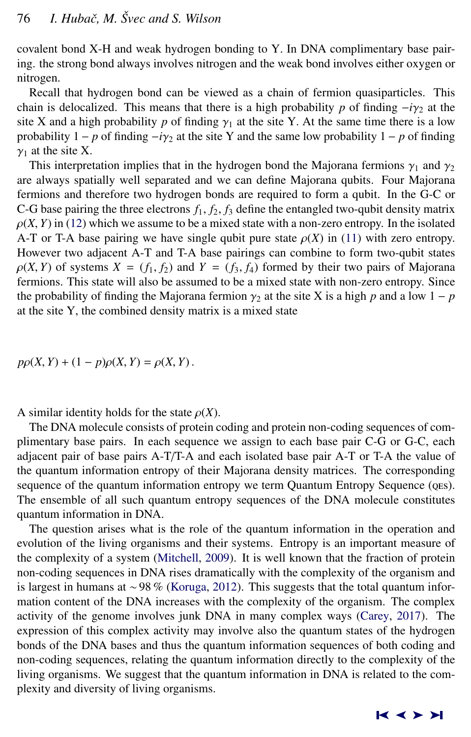covalent bond X-H and weak hydrogen bonding to Y. In DNA complimentary base pairing. the strong bond always involves nitrogen and the weak bond involves either oxygen or nitrogen.

Recall that hydrogen bond can be viewed as a chain of fermion quasiparticles. This chain is delocalized. This means that there is a high probability $p$ of finding $-i\gamma_2$ at the site X and a high probability $p$ of finding $\gamma_1$ at the site Y. At the same time there is a low probability $1-p$ of finding $-i\gamma_2$ at the site Y and the same low probability $1-p$ of finding $\gamma_1$ at the site X.

This interpretation implies that in the hydrogen bond the Majorana fermions $\gamma_1$ and $\gamma_2$ are always spatially well separated and we can define Majorana qubits. Four Majorana fermions and therefore two hydrogen bonds are required to form a qubit. In the G-C or C-G base pairing the three electrons $f_1, f_2, f_3$ define the entangled two-qubit density matrix $\rho(X, Y)$ in (12) which we assume to be a mixed state with a non-zero entropy. In the isolated A-T or T-A base pairing we have single qubit pure state $\rho(X)$ in (11) with zero entropy. However two adjacent A-T and T-A base pairings can combine to form two-qubit states $\rho(X, Y)$ of systems $X = (f_1, f_2)$ and $Y = (f_3, f_4)$ formed by their two pairs of Majorana fermions. This state will also be assumed to be a mixed state with non-zero entropy. Since the probability of finding the Majorana fermion $\gamma_2$ at the site X is a high $p$ and a low $1-p$ at the site Y, the combined density matrix is a mixed state

$$p\rho(X, Y) + (1-p)\rho(X, Y) = \rho(X, Y)\,.$$

A similar identity holds for the state $\rho(X)$.

The DNA molecule consists of protein coding and protein non-coding sequences of complimentary base pairs. In each sequence we assign to each base pair C-G or G-C, each adjacent pair of base pairs A-T/T-A and each isolated base pair A-T or T-A the value of the quantum information entropy of their Majorana density matrices. The corresponding sequence of the quantum information entropy we term Quantum Entropy Sequence (QES). The ensemble of all such quantum entropy sequences of the DNA molecule constitutes quantum information in DNA.

The question arises what is the role of the quantum information in the operation and evolution of the living organisms and their systems. Entropy is an important measure of the complexity of a system (Mitchell, 2009). It is well known that the fraction of protein non-coding sequences in DNA rises dramatically with the complexity of the organism and is largest in humans at ~ 98 % (Koruga, 2012). This suggests that the total quantum information content of the DNA increases with the complexity of the organism. The complex activity of the genome involves junk DNA in many complex ways (Carey, 2017). The expression of this complex activity may involve also the quantum states of the hydrogen bonds of the DNA bases and thus the quantum information sequences of both coding and non-coding sequences, relating the quantum information directly to the complexity of the living organisms. We suggest that the quantum information in DNA is related to the complexity and diversity of living organisms.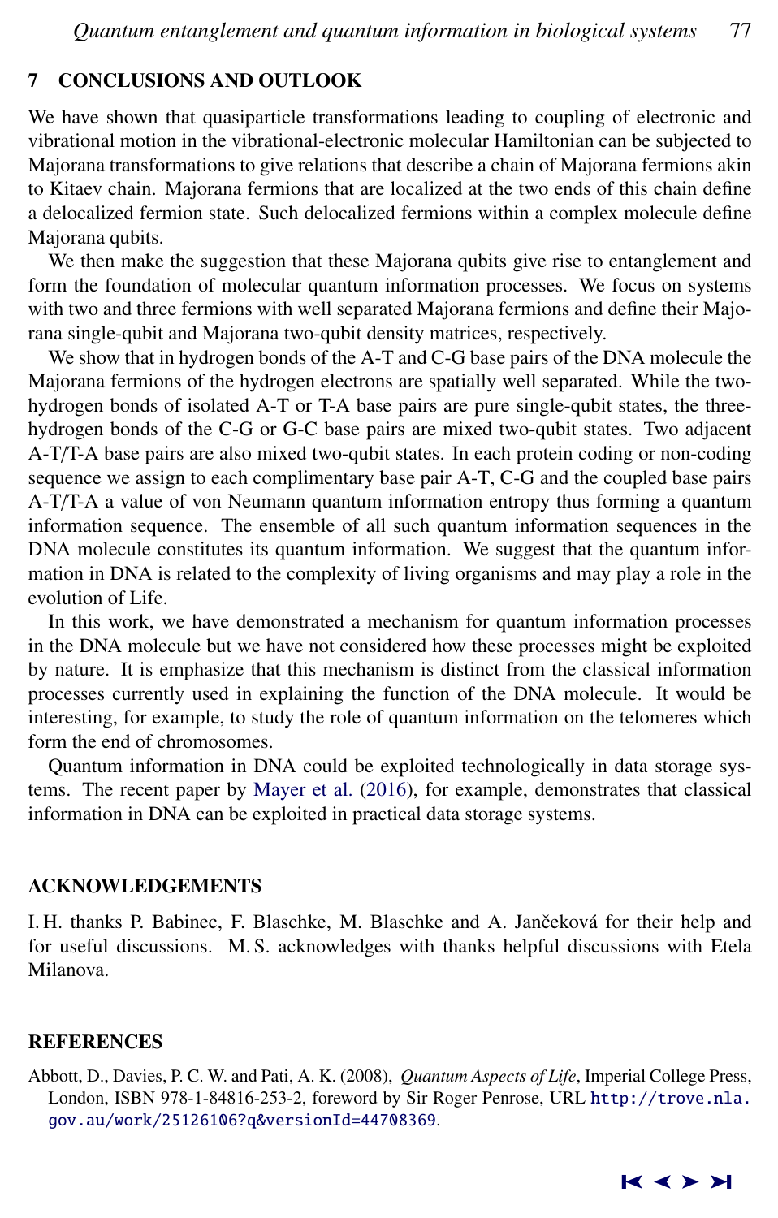## 7 CONCLUSIONS AND OUTLOOK

We have shown that quasiparticle transformations leading to coupling of electronic and vibrational motion in the vibrational-electronic molecular Hamiltonian can be subjected to Majorana transformations to give relations that describe a chain of Majorana fermions akin to Kitaev chain. Majorana fermions that are localized at the two ends of this chain define a delocalized fermion state. Such delocalized fermions within a complex molecule define Majorana qubits.

We then make the suggestion that these Majorana qubits give rise to entanglement and form the foundation of molecular quantum information processes. We focus on systems with two and three fermions with well separated Majorana fermions and define their Majorana single-qubit and Majorana two-qubit density matrices, respectively.

We show that in hydrogen bonds of the A-T and C-G base pairs of the DNA molecule the Majorana fermions of the hydrogen electrons are spatially well separated. While the two-hydrogen bonds of isolated A-T or T-A base pairs are pure single-qubit states, the three-hydrogen bonds of the C-G or G-C base pairs are mixed two-qubit states. Two adjacent A-T/T-A base pairs are also mixed two-qubit states. In each protein coding or non-coding sequence we assign to each complimentary base pair A-T, C-G and the coupled base pairs A-T/T-A a value of von Neumann quantum information entropy thus forming a quantum information sequence. The ensemble of all such quantum information sequences in the DNA molecule constitutes its quantum information. We suggest that the quantum information in DNA is related to the complexity of living organisms and may play a role in the evolution of Life.

In this work, we have demonstrated a mechanism for quantum information processes in the DNA molecule but we have not considered how these processes might be exploited by nature. It is emphasize that this mechanism is distinct from the classical information processes currently used in explaining the function of the DNA molecule. It would be interesting, for example, to study the role of quantum information on the telomeres which form the end of chromosomes.

Quantum information in DNA could be exploited technologically in data storage systems. The recent paper by Mayer et al. (2016), for example, demonstrates that classical information in DNA can be exploited in practical data storage systems.

## ACKNOWLEDGEMENTS

I. H. thanks P. Babinec, F. Blaschke, M. Blaschke and A. Jančeková for their help and for useful discussions. M. S. acknowledges with thanks helpful discussions with Etela Milanova.

## REFERENCES

Abbott, D., Davies, P. C. W. and Pati, A. K. (2008), *Quantum Aspects of Life*, Imperial College Press, London, ISBN 978-1-84816-253-2, foreword by Sir Roger Penrose, URL http://trove.nla.gov.au/work/25126106?q&versionId=44708369.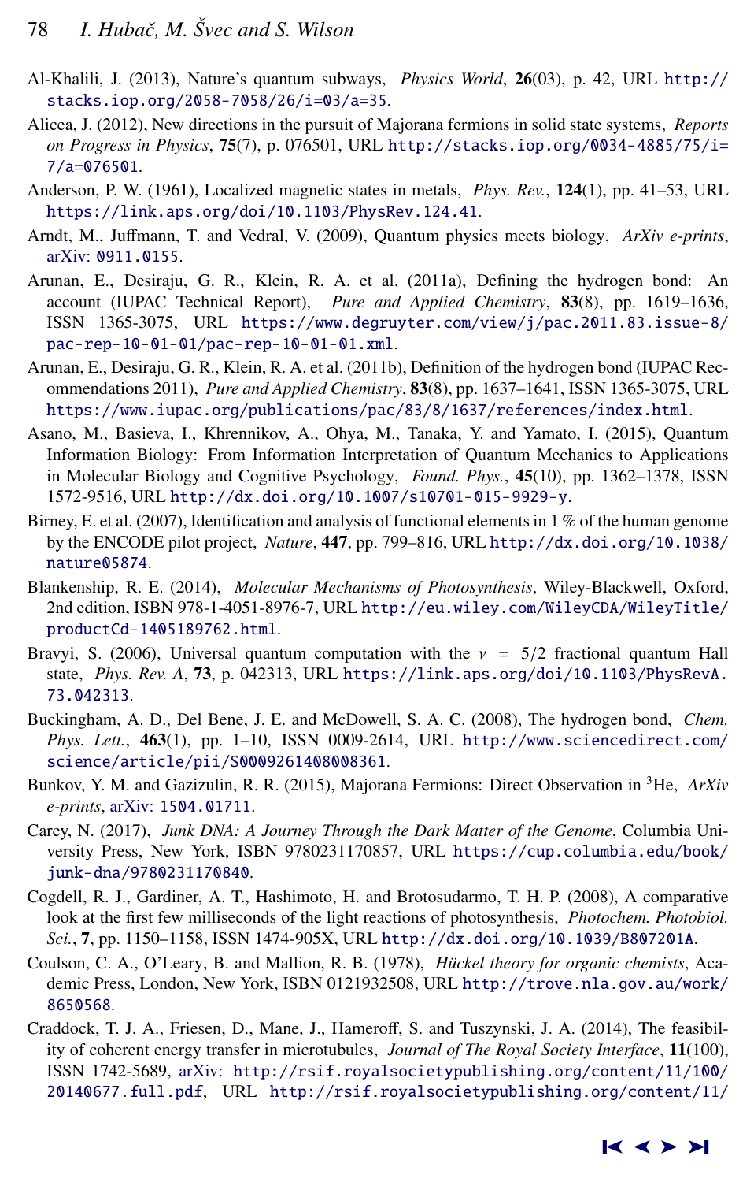Al-Khalili, J. (2013), Nature's quantum subways, *Physics World*, **26**(03), p. 42, URL http://stacks.iop.org/2058-7058/26/i=03/a=35.

Alicea, J. (2012), New directions in the pursuit of Majorana fermions in solid state systems, *Reports on Progress in Physics*, **75**(7), p. 076501, URL http://stacks.iop.org/0034-4885/75/i=7/a=076501.

Anderson, P. W. (1961), Localized magnetic states in metals, *Phys. Rev.*, **124**(1), pp. 41–53, URL https://link.aps.org/doi/10.1103/PhysRev.124.41.

Arndt, M., Juffmann, T. and Vedral, V. (2009), Quantum physics meets biology, *ArXiv e-prints*, arXiv: 0911.0155.

Arunan, E., Desiraju, G. R., Klein, R. A. et al. (2011a), Defining the hydrogen bond: An account (IUPAC Technical Report), *Pure and Applied Chemistry*, **83**(8), pp. 1619–1636, ISSN 1365-3075, URL https://www.degruyter.com/view/j/pac.2011.83.issue-8/pac-rep-10-01-01/pac-rep-10-01-01.xml.

Arunan, E., Desiraju, G. R., Klein, R. A. et al. (2011b), Definition of the hydrogen bond (IUPAC Recommendations 2011), *Pure and Applied Chemistry*, **83**(8), pp. 1637–1641, ISSN 1365-3075, URL https://www.iupac.org/publications/pac/83/8/1637/references/index.html.

Asano, M., Basieva, I., Khrennikov, A., Ohya, M., Tanaka, Y. and Yamato, I. (2015), Quantum Information Biology: From Information Interpretation of Quantum Mechanics to Applications in Molecular Biology and Cognitive Psychology, *Found. Phys.*, **45**(10), pp. 1362–1378, ISSN 1572-9516, URL http://dx.doi.org/10.1007/s10701-015-9929-y.

Birney, E. et al. (2007), Identification and analysis of functional elements in 1 % of the human genome by the ENCODE pilot project, *Nature*, **447**, pp. 799–816, URL http://dx.doi.org/10.1038/nature05874.

Blankenship, R. E. (2014), *Molecular Mechanisms of Photosynthesis*, Wiley-Blackwell, Oxford, 2nd edition, ISBN 978-1-4051-8976-7, URL http://eu.wiley.com/WileyCDA/WileyTitle/productCd-1405189762.html.

Bravyi, S. (2006), Universal quantum computation with the $\nu = 5/2$ fractional quantum Hall state, *Phys. Rev. A*, **73**, p. 042313, URL https://link.aps.org/doi/10.1103/PhysRevA.73.042313.

Buckingham, A. D., Del Bene, J. E. and McDowell, S. A. C. (2008), The hydrogen bond, *Chem. Phys. Lett.*, **463**(1), pp. 1–10, ISSN 0009-2614, URL http://www.sciencedirect.com/science/article/pii/S0009261408008361.

Bunkov, Y. M. and Gazizulin, R. R. (2015), Majorana Fermions: Direct Observation in $^3$He, *ArXiv e-prints*, arXiv: 1504.01711.

Carey, N. (2017), *Junk DNA: A Journey Through the Dark Matter of the Genome*, Columbia University Press, New York, ISBN 9780231170857, URL https://cup.columbia.edu/book/junk-dna/9780231170840.

Cogdell, R. J., Gardiner, A. T., Hashimoto, H. and Brotosudarmo, T. H. P. (2008), A comparative look at the first few milliseconds of the light reactions of photosynthesis, *Photochem. Photobiol. Sci.*, **7**, pp. 1150–1158, ISSN 1474-905X, URL http://dx.doi.org/10.1039/B807201A.

Coulson, C. A., O'Leary, B. and Mallion, R. B. (1978), *Hückel theory for organic chemists*, Academic Press, London, New York, ISBN 0121932508, URL http://trove.nla.gov.au/work/8650568.

Craddock, T. J. A., Friesen, D., Mane, J., Hameroff, S. and Tuszynski, J. A. (2014), The feasibility of coherent energy transfer in microtubules, *Journal of The Royal Society Interface*, **11**(100), ISSN 1742-5689, arXiv: http://rsif.royalsocietypublishing.org/content/11/100/20140677.full.pdf, URL http://rsif.royalsocietypublishing.org/content/11/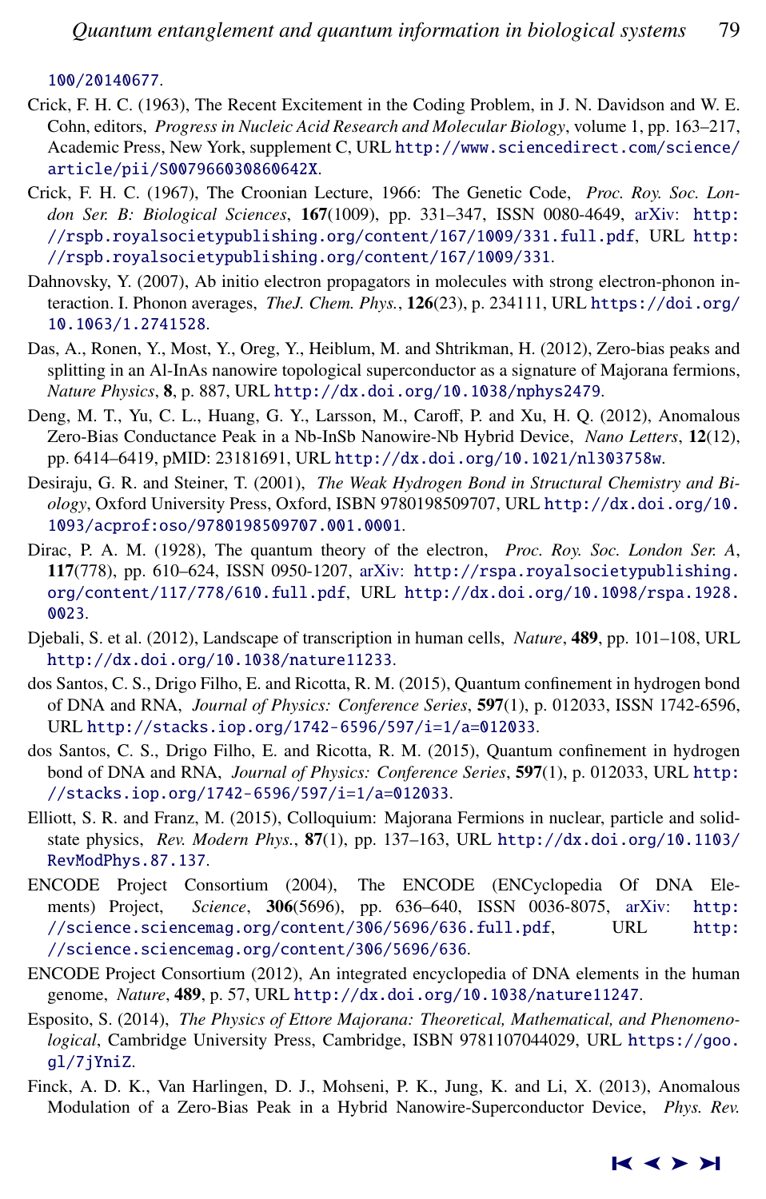100/20140677.

Crick, F. H. C. (1963), The Recent Excitement in the Coding Problem, in J. N. Davidson and W. E. Cohn, editors, *Progress in Nucleic Acid Research and Molecular Biology*, volume 1, pp. 163–217, Academic Press, New York, supplement C, URL http://www.sciencedirect.com/science/article/pii/S007966030860642X.

Crick, F. H. C. (1967), The Croonian Lecture, 1966: The Genetic Code, *Proc. Roy. Soc. London Ser. B: Biological Sciences*, **167**(1009), pp. 331–347, ISSN 0080-4649, arXiv: http://rspb.royalsocietypublishing.org/content/167/1009/331.full.pdf, URL http://rspb.royalsocietypublishing.org/content/167/1009/331.

Dahnovsky, Y. (2007), Ab initio electron propagators in molecules with strong electron-phonon interaction. I. Phonon averages, *TheJ. Chem. Phys.*, **126**(23), p. 234111, URL https://doi.org/10.1063/1.2741528.

Das, A., Ronen, Y., Most, Y., Oreg, Y., Heiblum, M. and Shtrikman, H. (2012), Zero-bias peaks and splitting in an Al-InAs nanowire topological superconductor as a signature of Majorana fermions, *Nature Physics*, **8**, p. 887, URL http://dx.doi.org/10.1038/nphys2479.

Deng, M. T., Yu, C. L., Huang, G. Y., Larsson, M., Caroff, P. and Xu, H. Q. (2012), Anomalous Zero-Bias Conductance Peak in a Nb-InSb Nanowire-Nb Hybrid Device, *Nano Letters*, **12**(12), pp. 6414–6419, pMID: 23181691, URL http://dx.doi.org/10.1021/nl303758w.

Desiraju, G. R. and Steiner, T. (2001), *The Weak Hydrogen Bond in Structural Chemistry and Biology*, Oxford University Press, Oxford, ISBN 9780198509707, URL http://dx.doi.org/10.1093/acprof:oso/9780198509707.001.0001.

Dirac, P. A. M. (1928), The quantum theory of the electron, *Proc. Roy. Soc. London Ser. A*, **117**(778), pp. 610–624, ISSN 0950-1207, arXiv: http://rspa.royalsocietypublishing.org/content/117/778/610.full.pdf, URL http://dx.doi.org/10.1098/rspa.1928.0023.

Djebali, S. et al. (2012), Landscape of transcription in human cells, *Nature*, **489**, pp. 101–108, URL http://dx.doi.org/10.1038/nature11233.

dos Santos, C. S., Drigo Filho, E. and Ricotta, R. M. (2015), Quantum confinement in hydrogen bond of DNA and RNA, *Journal of Physics: Conference Series*, **597**(1), p. 012033, ISSN 1742-6596, URL http://stacks.iop.org/1742-6596/597/i=1/a=012033.

dos Santos, C. S., Drigo Filho, E. and Ricotta, R. M. (2015), Quantum confinement in hydrogen bond of DNA and RNA, *Journal of Physics: Conference Series*, **597**(1), p. 012033, URL http://stacks.iop.org/1742-6596/597/i=1/a=012033.

Elliott, S. R. and Franz, M. (2015), Colloquium: Majorana Fermions in nuclear, particle and solid-state physics, *Rev. Modern Phys.*, **87**(1), pp. 137–163, URL http://dx.doi.org/10.1103/RevModPhys.87.137.

ENCODE Project Consortium (2004), The ENCODE (ENCyclopedia Of DNA Elements) Project, *Science*, **306**(5696), pp. 636–640, ISSN 0036-8075, arXiv: http://science.sciencemag.org/content/306/5696/636.full.pdf, URL http://science.sciencemag.org/content/306/5696/636.

ENCODE Project Consortium (2012), An integrated encyclopedia of DNA elements in the human genome, *Nature*, **489**, p. 57, URL http://dx.doi.org/10.1038/nature11247.

Esposito, S. (2014), *The Physics of Ettore Majorana: Theoretical, Mathematical, and Phenomenological*, Cambridge University Press, Cambridge, ISBN 9781107044029, URL https://goo.gl/7jYniZ.

Finck, A. D. K., Van Harlingen, D. J., Mohseni, P. K., Jung, K. and Li, X. (2013), Anomalous Modulation of a Zero-Bias Peak in a Hybrid Nanowire-Superconductor Device, *Phys. Rev.*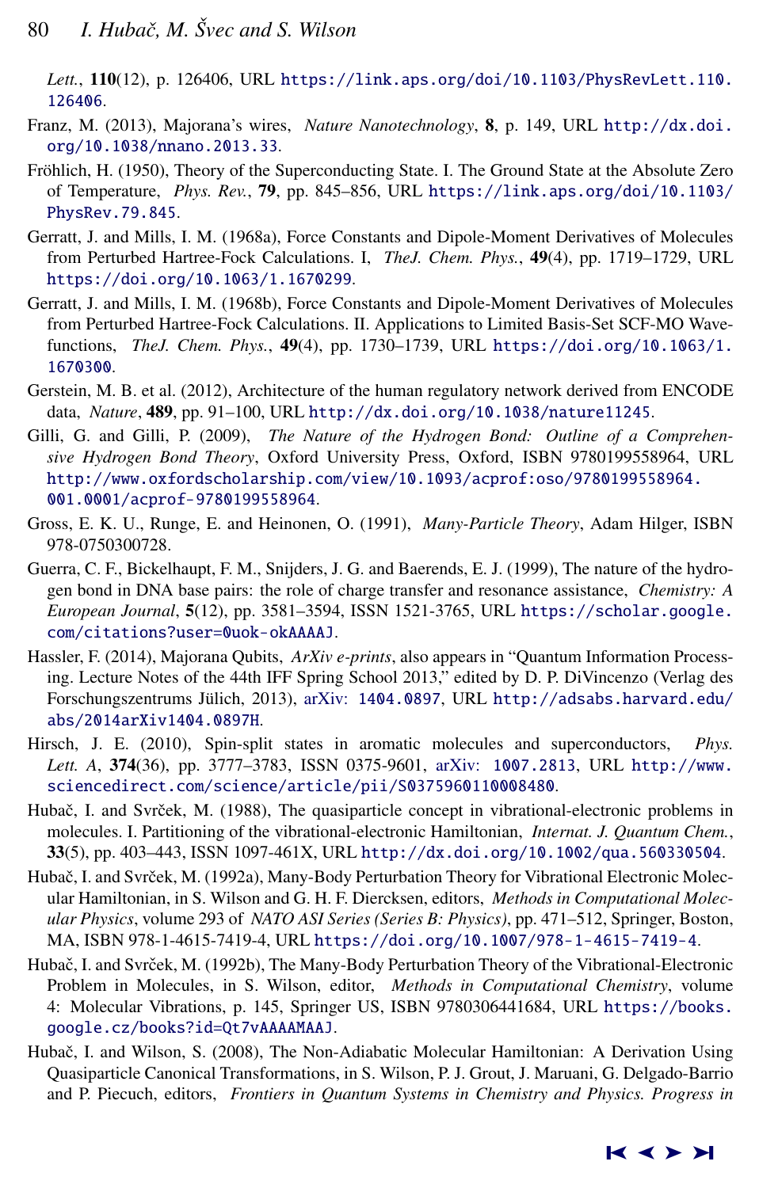*Lett.*, **110**(12), p. 126406, URL https://link.aps.org/doi/10.1103/PhysRevLett.110.126406.

Franz, M. (2013), Majorana's wires, *Nature Nanotechnology*, **8**, p. 149, URL http://dx.doi.org/10.1038/nnano.2013.33.

Fröhlich, H. (1950), Theory of the Superconducting State. I. The Ground State at the Absolute Zero of Temperature, *Phys. Rev.*, **79**, pp. 845–856, URL https://link.aps.org/doi/10.1103/PhysRev.79.845.

Gerratt, J. and Mills, I. M. (1968a), Force Constants and Dipole-Moment Derivatives of Molecules from Perturbed Hartree-Fock Calculations. I, *TheJ. Chem. Phys.*, **49**(4), pp. 1719–1729, URL https://doi.org/10.1063/1.1670299.

Gerratt, J. and Mills, I. M. (1968b), Force Constants and Dipole-Moment Derivatives of Molecules from Perturbed Hartree-Fock Calculations. II. Applications to Limited Basis-Set SCF-MO Wavefunctions, *TheJ. Chem. Phys.*, **49**(4), pp. 1730–1739, URL https://doi.org/10.1063/1.1670300.

Gerstein, M. B. et al. (2012), Architecture of the human regulatory network derived from ENCODE data, *Nature*, **489**, pp. 91–100, URL http://dx.doi.org/10.1038/nature11245.

Gilli, G. and Gilli, P. (2009), *The Nature of the Hydrogen Bond: Outline of a Comprehensive Hydrogen Bond Theory*, Oxford University Press, Oxford, ISBN 9780199558964, URL http://www.oxfordscholarship.com/view/10.1093/acprof:oso/9780199558964.001.0001/acprof-9780199558964.

Gross, E. K. U., Runge, E. and Heinonen, O. (1991), *Many-Particle Theory*, Adam Hilger, ISBN 978-0750300728.

Guerra, C. F., Bickelhaupt, F. M., Snijders, J. G. and Baerends, E. J. (1999), The nature of the hydrogen bond in DNA base pairs: the role of charge transfer and resonance assistance, *Chemistry: A European Journal*, **5**(12), pp. 3581–3594, ISSN 1521-3765, URL https://scholar.google.com/citations?user=0uok-okAAAAJ.

Hassler, F. (2014), Majorana Qubits, *ArXiv e-prints*, also appears in "Quantum Information Processing. Lecture Notes of the 44th IFF Spring School 2013," edited by D. P. DiVincenzo (Verlag des Forschungszentrums Jülich, 2013), arXiv: 1404.0897, URL http://adsabs.harvard.edu/abs/2014arXiv1404.0897H.

Hirsch, J. E. (2010), Spin-split states in aromatic molecules and superconductors, *Phys. Lett. A*, **374**(36), pp. 3777–3783, ISSN 0375-9601, arXiv: 1007.2813, URL http://www.sciencedirect.com/science/article/pii/S0375960110008480.

Hubač, I. and Svrček, M. (1988), The quasiparticle concept in vibrational-electronic problems in molecules. I. Partitioning of the vibrational-electronic Hamiltonian, *Internat. J. Quantum Chem.*, **33**(5), pp. 403–443, ISSN 1097-461X, URL http://dx.doi.org/10.1002/qua.560330504.

Hubač, I. and Svrček, M. (1992a), Many-Body Perturbation Theory for Vibrational Electronic Molecular Hamiltonian, in S. Wilson and G. H. F. Diercksen, editors, *Methods in Computational Molecular Physics*, volume 293 of *NATO ASI Series (Series B: Physics)*, pp. 471–512, Springer, Boston, MA, ISBN 978-1-4615-7419-4, URL https://doi.org/10.1007/978-1-4615-7419-4.

Hubač, I. and Svrček, M. (1992b), The Many-Body Perturbation Theory of the Vibrational-Electronic Problem in Molecules, in S. Wilson, editor, *Methods in Computational Chemistry*, volume 4: Molecular Vibrations, p. 145, Springer US, ISBN 9780306441684, URL https://books.google.cz/books?id=Qt7vAAAAMAAJ.

Hubač, I. and Wilson, S. (2008), The Non-Adiabatic Molecular Hamiltonian: A Derivation Using Quasiparticle Canonical Transformations, in S. Wilson, P. J. Grout, J. Maruani, G. Delgado-Barrio and P. Piecuch, editors, *Frontiers in Quantum Systems in Chemistry and Physics. Progress in*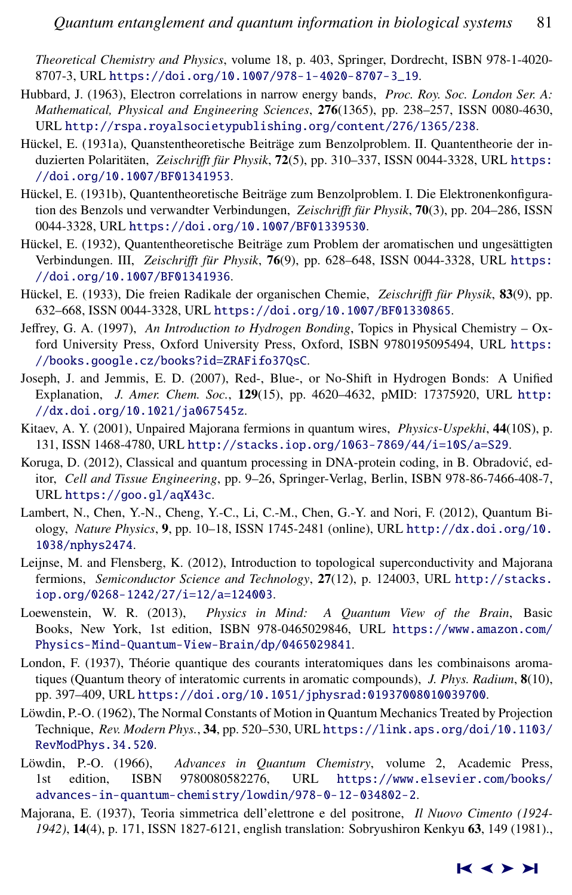*Theoretical Chemistry and Physics*, volume 18, p. 403, Springer, Dordrecht, ISBN 978-1-4020-8707-3, URL https://doi.org/10.1007/978-1-4020-8707-3_19.

Hubbard, J. (1963), Electron correlations in narrow energy bands, *Proc. Roy. Soc. London Ser. A: Mathematical, Physical and Engineering Sciences*, **276**(1365), pp. 238–257, ISSN 0080-4630, URL http://rspa.royalsocietypublishing.org/content/276/1365/238.

Hückel, E. (1931a), Quanstentheoretische Beiträge zum Benzolproblem. II. Quantentheorie der induzierten Polaritäten, *Zeischrifft für Physik*, **72**(5), pp. 310–337, ISSN 0044-3328, URL https://doi.org/10.1007/BF01341953.

Hückel, E. (1931b), Quantentheoretische Beiträge zum Benzolproblem. I. Die Elektronenkonfiguration des Benzols und verwandter Verbindungen, *Zeischrifft für Physik*, **70**(3), pp. 204–286, ISSN 0044-3328, URL https://doi.org/10.1007/BF01339530.

Hückel, E. (1932), Quantentheoretische Beiträge zum Problem der aromatischen und ungesättigten Verbindungen. III, *Zeischrifft für Physik*, **76**(9), pp. 628–648, ISSN 0044-3328, URL https://doi.org/10.1007/BF01341936.

Hückel, E. (1933), Die freien Radikale der organischen Chemie, *Zeischrifft für Physik*, **83**(9), pp. 632–668, ISSN 0044-3328, URL https://doi.org/10.1007/BF01330865.

Jeffrey, G. A. (1997), *An Introduction to Hydrogen Bonding*, Topics in Physical Chemistry – Oxford University Press, Oxford University Press, Oxford, ISBN 9780195095494, URL https://books.google.cz/books?id=ZRAFifo37QsC.

Joseph, J. and Jemmis, E. D. (2007), Red-, Blue-, or No-Shift in Hydrogen Bonds: A Unified Explanation, *J. Amer. Chem. Soc.*, **129**(15), pp. 4620–4632, pMID: 17375920, URL http://dx.doi.org/10.1021/ja067545z.

Kitaev, A. Y. (2001), Unpaired Majorana fermions in quantum wires, *Physics-Uspekhi*, **44**(10S), p. 131, ISSN 1468-4780, URL http://stacks.iop.org/1063-7869/44/i=10S/a=S29.

Koruga, D. (2012), Classical and quantum processing in DNA-protein coding, in B. Obradović, editor, *Cell and Tissue Engineering*, pp. 9–26, Springer-Verlag, Berlin, ISBN 978-86-7466-408-7, URL https://goo.gl/aqX43c.

Lambert, N., Chen, Y.-N., Cheng, Y.-C., Li, C.-M., Chen, G.-Y. and Nori, F. (2012), Quantum Biology, *Nature Physics*, **9**, pp. 10–18, ISSN 1745-2481 (online), URL http://dx.doi.org/10.1038/nphys2474.

Leijnse, M. and Flensberg, K. (2012), Introduction to topological superconductivity and Majorana fermions, *Semiconductor Science and Technology*, **27**(12), p. 124003, URL http://stacks.iop.org/0268-1242/27/i=12/a=124003.

Loewenstein, W. R. (2013), *Physics in Mind: A Quantum View of the Brain*, Basic Books, New York, 1st edition, ISBN 978-0465029846, URL https://www.amazon.com/Physics-Mind-Quantum-View-Brain/dp/0465029841.

London, F. (1937), Théorie quantique des courants interatomiques dans les combinaisons aromatiques (Quantum theory of interatomic currents in aromatic compounds), *J. Phys. Radium*, **8**(10), pp. 397–409, URL https://doi.org/10.1051/jphysrad:01937008010039700.

Löwdin, P.-O. (1962), The Normal Constants of Motion in Quantum Mechanics Treated by Projection Technique, *Rev. Modern Phys.*, **34**, pp. 520–530, URL https://link.aps.org/doi/10.1103/RevModPhys.34.520.

Löwdin, P.-O. (1966), *Advances in Quantum Chemistry*, volume 2, Academic Press, 1st edition, ISBN 9780080582276, URL https://www.elsevier.com/books/advances-in-quantum-chemistry/lowdin/978-0-12-034802-2.

Majorana, E. (1937), Teoria simmetrica dell'elettrone e del positrone, *Il Nuovo Cimento (1924-1942)*, **14**(4), p. 171, ISSN 1827-6121, english translation: Sobryushiron Kenkyu **63**, 149 (1981).,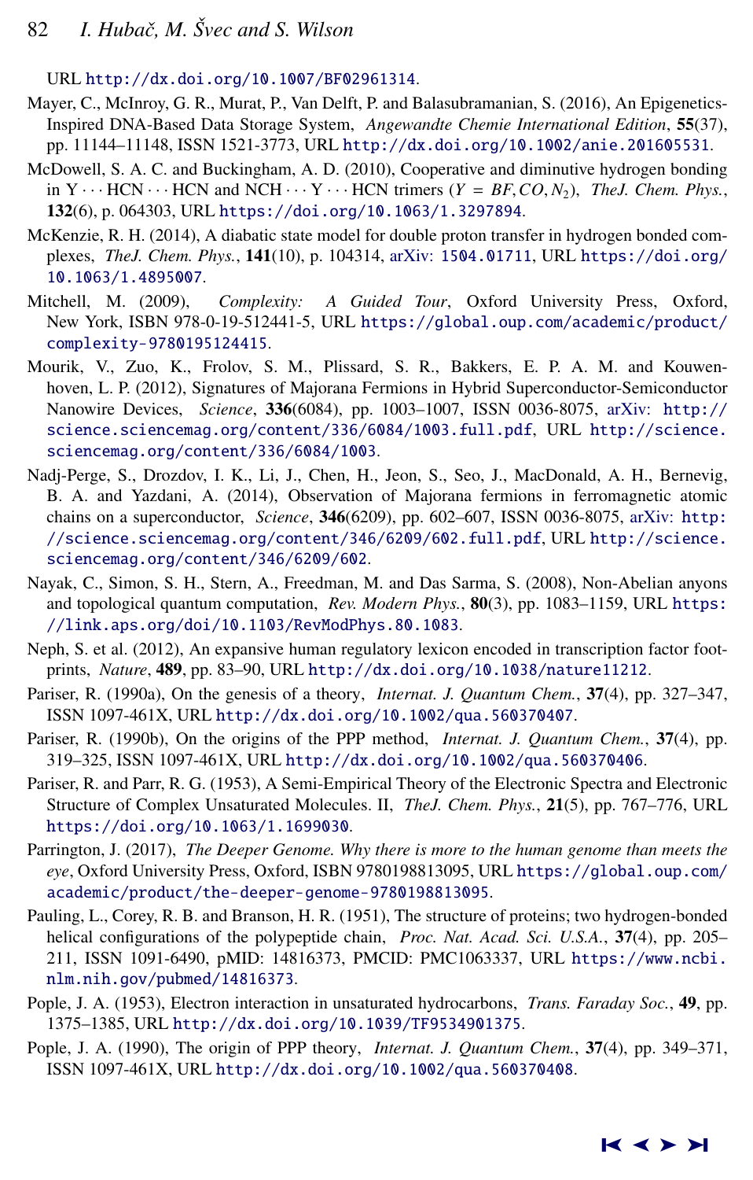URL http://dx.doi.org/10.1007/BF02961314.

Mayer, C., McInroy, G. R., Murat, P., Van Delft, P. and Balasubramanian, S. (2016), An Epigenetics-Inspired DNA-Based Data Storage System, *Angewandte Chemie International Edition*, **55**(37), pp. 11144–11148, ISSN 1521-3773, URL http://dx.doi.org/10.1002/anie.201605531.

McDowell, S. A. C. and Buckingham, A. D. (2010), Cooperative and diminutive hydrogen bonding in Y ··· HCN ··· HCN and NCH ··· Y ··· HCN trimers ($Y = BF, CO, N_2$), *TheJ. Chem. Phys.*, **132**(6), p. 064303, URL https://doi.org/10.1063/1.3297894.

McKenzie, R. H. (2014), A diabatic state model for double proton transfer in hydrogen bonded complexes, *TheJ. Chem. Phys.*, **141**(10), p. 104314, arXiv: 1504.01711, URL https://doi.org/10.1063/1.4895007.

Mitchell, M. (2009), *Complexity: A Guided Tour*, Oxford University Press, Oxford, New York, ISBN 978-0-19-512441-5, URL https://global.oup.com/academic/product/complexity-9780195124415.

Mourik, V., Zuo, K., Frolov, S. M., Plissard, S. R., Bakkers, E. P. A. M. and Kouwenhoven, L. P. (2012), Signatures of Majorana Fermions in Hybrid Superconductor-Semiconductor Nanowire Devices, *Science*, **336**(6084), pp. 1003–1007, ISSN 0036-8075, arXiv: http://science.sciencemag.org/content/336/6084/1003.full.pdf, URL http://science.sciencemag.org/content/336/6084/1003.

Nadj-Perge, S., Drozdov, I. K., Li, J., Chen, H., Jeon, S., Seo, J., MacDonald, A. H., Bernevig, B. A. and Yazdani, A. (2014), Observation of Majorana fermions in ferromagnetic atomic chains on a superconductor, *Science*, **346**(6209), pp. 602–607, ISSN 0036-8075, arXiv: http://science.sciencemag.org/content/346/6209/602.full.pdf, URL http://science.sciencemag.org/content/346/6209/602.

Nayak, C., Simon, S. H., Stern, A., Freedman, M. and Das Sarma, S. (2008), Non-Abelian anyons and topological quantum computation, *Rev. Modern Phys.*, **80**(3), pp. 1083–1159, URL https://link.aps.org/doi/10.1103/RevModPhys.80.1083.

Neph, S. et al. (2012), An expansive human regulatory lexicon encoded in transcription factor footprints, *Nature*, **489**, pp. 83–90, URL http://dx.doi.org/10.1038/nature11212.

Pariser, R. (1990a), On the genesis of a theory, *Internat. J. Quantum Chem.*, **37**(4), pp. 327–347, ISSN 1097-461X, URL http://dx.doi.org/10.1002/qua.560370407.

Pariser, R. (1990b), On the origins of the PPP method, *Internat. J. Quantum Chem.*, **37**(4), pp. 319–325, ISSN 1097-461X, URL http://dx.doi.org/10.1002/qua.560370406.

Pariser, R. and Parr, R. G. (1953), A Semi-Empirical Theory of the Electronic Spectra and Electronic Structure of Complex Unsaturated Molecules. II, *TheJ. Chem. Phys.*, **21**(5), pp. 767–776, URL https://doi.org/10.1063/1.1699030.

Parrington, J. (2017), *The Deeper Genome. Why there is more to the human genome than meets the eye*, Oxford University Press, Oxford, ISBN 9780198813095, URL https://global.oup.com/academic/product/the-deeper-genome-9780198813095.

Pauling, L., Corey, R. B. and Branson, H. R. (1951), The structure of proteins; two hydrogen-bonded helical configurations of the polypeptide chain, *Proc. Nat. Acad. Sci. U.S.A.*, **37**(4), pp. 205–211, ISSN 1091-6490, pMID: 14816373, PMCID: PMC1063337, URL https://www.ncbi.nlm.nih.gov/pubmed/14816373.

Pople, J. A. (1953), Electron interaction in unsaturated hydrocarbons, *Trans. Faraday Soc.*, **49**, pp. 1375–1385, URL http://dx.doi.org/10.1039/TF9534901375.

Pople, J. A. (1990), The origin of PPP theory, *Internat. J. Quantum Chem.*, **37**(4), pp. 349–371, ISSN 1097-461X, URL http://dx.doi.org/10.1002/qua.560370408.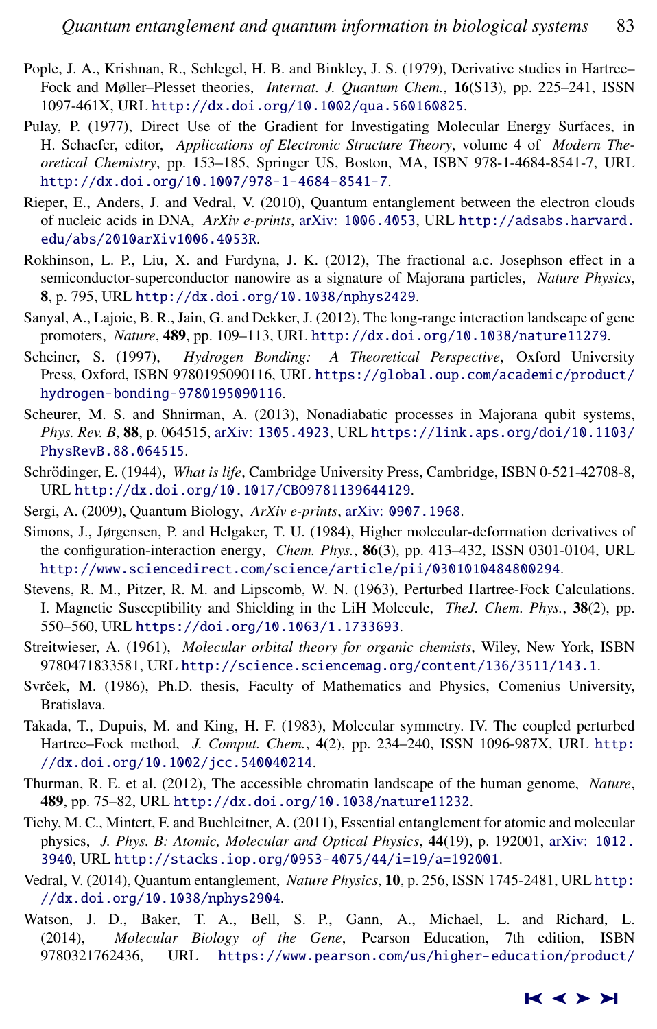Pople, J. A., Krishnan, R., Schlegel, H. B. and Binkley, J. S. (1979), Derivative studies in Hartree–Fock and Møller–Plesset theories, *Internat. J. Quantum Chem.*, **16**(S13), pp. 225–241, ISSN 1097-461X, URL http://dx.doi.org/10.1002/qua.560160825.

Pulay, P. (1977), Direct Use of the Gradient for Investigating Molecular Energy Surfaces, in H. Schaefer, editor, *Applications of Electronic Structure Theory*, volume 4 of *Modern Theoretical Chemistry*, pp. 153–185, Springer US, Boston, MA, ISBN 978-1-4684-8541-7, URL http://dx.doi.org/10.1007/978-1-4684-8541-7.

Rieper, E., Anders, J. and Vedral, V. (2010), Quantum entanglement between the electron clouds of nucleic acids in DNA, *ArXiv e-prints*, arXiv: 1006.4053, URL http://adsabs.harvard.edu/abs/2010arXiv1006.4053R.

Rokhinson, L. P., Liu, X. and Furdyna, J. K. (2012), The fractional a.c. Josephson effect in a semiconductor-superconductor nanowire as a signature of Majorana particles, *Nature Physics*, **8**, p. 795, URL http://dx.doi.org/10.1038/nphys2429.

Sanyal, A., Lajoie, B. R., Jain, G. and Dekker, J. (2012), The long-range interaction landscape of gene promoters, *Nature*, **489**, pp. 109–113, URL http://dx.doi.org/10.1038/nature11279.

Scheiner, S. (1997), *Hydrogen Bonding: A Theoretical Perspective*, Oxford University Press, Oxford, ISBN 9780195090116, URL https://global.oup.com/academic/product/hydrogen-bonding-9780195090116.

Scheurer, M. S. and Shnirman, A. (2013), Nonadiabatic processes in Majorana qubit systems, *Phys. Rev. B*, **88**, p. 064515, arXiv: 1305.4923, URL https://link.aps.org/doi/10.1103/PhysRevB.88.064515.

Schrödinger, E. (1944), *What is life*, Cambridge University Press, Cambridge, ISBN 0-521-42708-8, URL http://dx.doi.org/10.1017/CBO9781139644129.

Sergi, A. (2009), Quantum Biology, *ArXiv e-prints*, arXiv: 0907.1968.

Simons, J., Jørgensen, P. and Helgaker, T. U. (1984), Higher molecular-deformation derivatives of the configuration-interaction energy, *Chem. Phys.*, **86**(3), pp. 413–432, ISSN 0301-0104, URL http://www.sciencedirect.com/science/article/pii/0301010484800294.

Stevens, R. M., Pitzer, R. M. and Lipscomb, W. N. (1963), Perturbed Hartree-Fock Calculations. I. Magnetic Susceptibility and Shielding in the LiH Molecule, *TheJ. Chem. Phys.*, **38**(2), pp. 550–560, URL https://doi.org/10.1063/1.1733693.

Streitwieser, A. (1961), *Molecular orbital theory for organic chemists*, Wiley, New York, ISBN 9780471833581, URL http://science.sciencemag.org/content/136/3511/143.1.

Svrček, M. (1986), Ph.D. thesis, Faculty of Mathematics and Physics, Comenius University, Bratislava.

Takada, T., Dupuis, M. and King, H. F. (1983), Molecular symmetry. IV. The coupled perturbed Hartree–Fock method, *J. Comput. Chem.*, **4**(2), pp. 234–240, ISSN 1096-987X, URL http://dx.doi.org/10.1002/jcc.540040214.

Thurman, R. E. et al. (2012), The accessible chromatin landscape of the human genome, *Nature*, **489**, pp. 75–82, URL http://dx.doi.org/10.1038/nature11232.

Tichy, M. C., Mintert, F. and Buchleitner, A. (2011), Essential entanglement for atomic and molecular physics, *J. Phys. B: Atomic, Molecular and Optical Physics*, **44**(19), p. 192001, arXiv: 1012.3940, URL http://stacks.iop.org/0953-4075/44/i=19/a=192001.

Vedral, V. (2014), Quantum entanglement, *Nature Physics*, **10**, p. 256, ISSN 1745-2481, URL http://dx.doi.org/10.1038/nphys2904.

Watson, J. D., Baker, T. A., Bell, S. P., Gann, A., Michael, L. and Richard, L. (2014), *Molecular Biology of the Gene*, Pearson Education, 7th edition, ISBN 9780321762436, URL https://www.pearson.com/us/higher-education/product/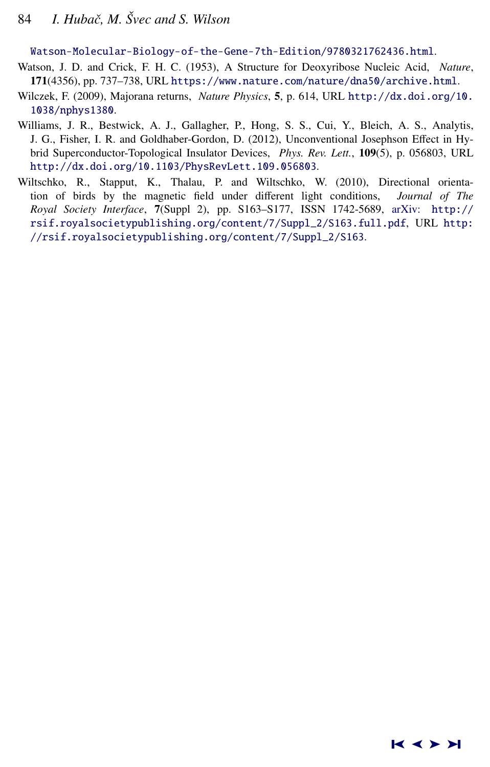Watson-Molecular-Biology-of-the-Gene-7th-Edition/9780321762436.html.

Watson, J. D. and Crick, F. H. C. (1953), A Structure for Deoxyribose Nucleic Acid, *Nature*, **171**(4356), pp. 737–738, URL https://www.nature.com/nature/dna50/archive.html.

Wilczek, F. (2009), Majorana returns, *Nature Physics*, **5**, p. 614, URL http://dx.doi.org/10.1038/nphys1380.

Williams, J. R., Bestwick, A. J., Gallagher, P., Hong, S. S., Cui, Y., Bleich, A. S., Analytis, J. G., Fisher, I. R. and Goldhaber-Gordon, D. (2012), Unconventional Josephson Effect in Hybrid Superconductor-Topological Insulator Devices, *Phys. Rev. Lett.*, **109**(5), p. 056803, URL http://dx.doi.org/10.1103/PhysRevLett.109.056803.

Wiltschko, R., Stapput, K., Thalau, P. and Wiltschko, W. (2010), Directional orientation of birds by the magnetic field under different light conditions, *Journal of The Royal Society Interface*, **7**(Suppl 2), pp. S163–S177, ISSN 1742-5689, arXiv: http://rsif.royalsocietypublishing.org/content/7/Suppl_2/S163.full.pdf, URL http://rsif.royalsocietypublishing.org/content/7/Suppl_2/S163.